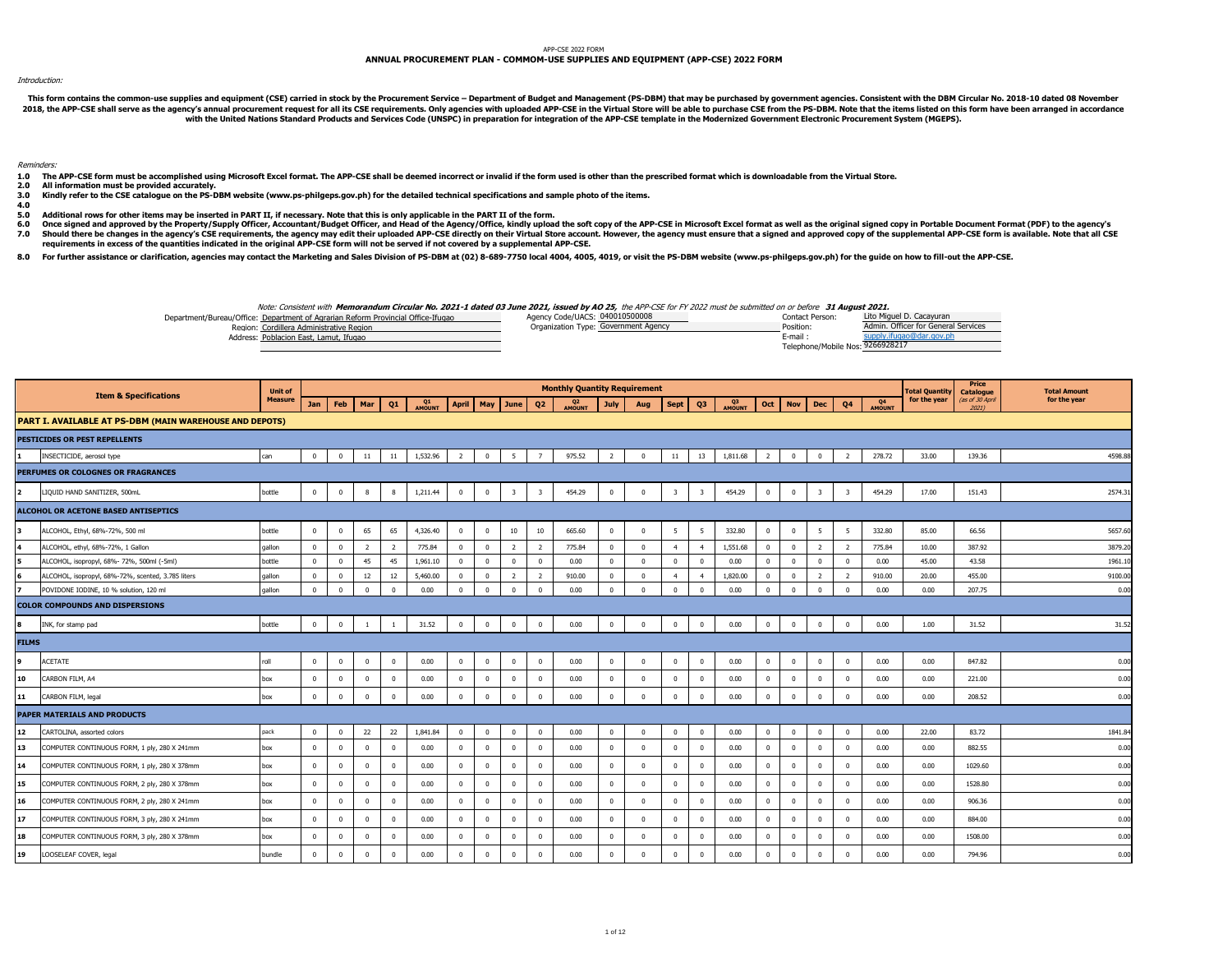APP-CSE 2022 FORM

# ANNUAL PROCUREMENT PLAN - COMMOM-USE SUPPLIES AND EQUIPMENT (APP-CSE) 2022 FORM

*Introduction:*

**This form contains the common-use supplies and equipment (CSE) carried in stock by the Procurement Service – Department of Budget and Management (PS-DBM) that may be purchased by government agencies. Consistent with the DBM Circular No. 2018-10 dated 08 November 2018, the APP-CSE shall serve as the agency's annual procurement request for all its CSE requirements. Only agencies with uploaded APP-CSE in the Virtual Store will be able to purchase CSE from the PS-DBM. Note that the items listed on this form have been arranged in accordance with the United Nations Standard Products and Services Code (UNSPC) in preparation for integration of the APP-CSE template in the Modernized Government Electronic Procurement System (MGEPS).**

*Reminders:*

**1.0 The APP-CSE form must be accomplished using Microsoft Excel format. The APP-CSE shall be deemed incorrect or invalid if the form used is other than the prescribed format which is downloadable from the Virtual Store.**
**2.0 All information must be provided accurately.**
**3.0 Kindly refer to the CSE catalogue on the PS-DBM website (www.ps-philgeps.gov.ph) for the detailed technical specifications and sample photo of the items.**
**4.0**
**5.0 Additional rows for other items may be inserted in PART II, if necessary. Note that this is only applicable in the PART II of the form.**
**6.0 Once signed and approved by the Property/Supply Officer, Accountant/Budget Officer, and Head of the Agency/Office, kindly upload the soft copy of the APP-CSE in Microsoft Excel format as well as the original signed copy in Portable Document Format (PDF) to the agency's**
**7.0 Should there be changes in the agency's CSE requirements, the agency may edit their uploaded APP-CSE directly on their Virtual Store account. However, the agency must ensure that a signed and approved copy of the supplemental APP-CSE form is available. Note that all CSE requirements in excess of the quantities indicated in the original APP-CSE form will not be served if not covered by a supplemental APP-CSE.**

**8.0 For further assistance or clarification, agencies may contact the Marketing and Sales Division of PS-DBM at (02) 8-689-7750 local 4004, 4005, 4019, or visit the PS-DBM website (www.ps-philgeps.gov.ph) for the guide on how to fill-out the APP-CSE.**

*Note: Consistent with **Memorandum Circular No. 2021-1 dated 03 June 2021, issued by AO 25**, the APP-CSE for FY 2022 must be submitted on or before **31 August 2021.***

Department/Bureau/Office: Department of Agrarian Reform Provincial Office-Ifugao
Region: Cordillera Administrative Region
Address: Poblacion East, Lamut, Ifugao

Agency Code/UACS: 040010500008
Organization Type: Government Agency

Contact Person: Lito Miguel D. Cacayuran
Position: Admin. Officer for General Services
E-mail : supply.ifugao@dar.gov.ph
Telephone/Mobile Nos: 9266928217

| | Item & Specifications | Unit of Measure | Monthly Quantity Requirement | | | | | | | | | | | | | | | | | | | | Total Quantity for the year | Price Catalogue (as of 30 April 2021) | Total Amount for the year |
|---|---|---|---|---|---|---|---|---|---|---|---|---|---|---|---|---|---|---|---|---|---|---|---|---|---|
| | | | Jan | Feb | Mar | Q1 | Q1 AMOUNT | April | May | June | Q2 | Q2 AMOUNT | July | Aug | Sept | Q3 | Q3 AMOUNT | Oct | Nov | Dec | Q4 | Q4 AMOUNT | | | |
| **PART I. AVAILABLE AT PS-DBM (MAIN WAREHOUSE AND DEPOTS)** | | | | | | | | | | | | | | | | | | | | | | | | | |
| **PESTICIDES OR PEST REPELLENTS** | | | | | | | | | | | | | | | | | | | | | | | | | |
| 1 | INSECTICIDE, aerosol type | can | 0 | 0 | 11 | 11 | 1,532.96 | 2 | 0 | 5 | 7 | 975.52 | 2 | 0 | 11 | 13 | 1,811.68 | 2 | 0 | 0 | 2 | 278.72 | 33.00 | 139.36 | 4598.88 |
| **PERFUMES OR COLOGNES OR FRAGRANCES** | | | | | | | | | | | | | | | | | | | | | | | | | |
| 2 | LIQUID HAND SANITIZER, 500mL | bottle | 0 | 0 | 8 | 8 | 1,211.44 | 0 | 0 | 3 | 3 | 454.29 | 0 | 0 | 3 | 3 | 454.29 | 0 | 0 | 3 | 3 | 454.29 | 17.00 | 151.43 | 2574.31 |
| **ALCOHOL OR ACETONE BASED ANTISEPTICS** | | | | | | | | | | | | | | | | | | | | | | | | | |
| 3 | ALCOHOL, Ethyl, 68%-72%, 500 ml | bottle | 0 | 0 | 65 | 65 | 4,326.40 | 0 | 0 | 10 | 10 | 665.60 | 0 | 0 | 5 | 5 | 332.80 | 0 | 0 | 5 | 5 | 332.80 | 85.00 | 66.56 | 5657.60 |
| 4 | ALCOHOL, ethyl, 68%-72%, 1 Gallon | gallon | 0 | 0 | 2 | 2 | 775.84 | 0 | 0 | 2 | 2 | 775.84 | 0 | 0 | 4 | 4 | 1,551.68 | 0 | 0 | 2 | 2 | 775.84 | 10.00 | 387.92 | 3879.20 |
| 5 | ALCOHOL, isopropyl, 68%- 72%, 500ml (-5ml) | bottle | 0 | 0 | 45 | 45 | 1,961.10 | 0 | 0 | 0 | 0 | 0.00 | 0 | 0 | 0 | 0 | 0.00 | 0 | 0 | 0 | 0 | 0.00 | 45.00 | 43.58 | 1961.10 |
| 6 | ALCOHOL, isopropyl, 68%-72%, scented, 3.785 liters | gallon | 0 | 0 | 12 | 12 | 5,460.00 | 0 | 0 | 2 | 2 | 910.00 | 0 | 0 | 4 | 4 | 1,820.00 | 0 | 0 | 2 | 2 | 910.00 | 20.00 | 455.00 | 9100.00 |
| 7 | POVIDONE IODINE, 10 % solution, 120 ml | gallon | 0 | 0 | 0 | 0 | 0.00 | 0 | 0 | 0 | 0 | 0.00 | 0 | 0 | 0 | 0 | 0.00 | 0 | 0 | 0 | 0 | 0.00 | 0.00 | 207.75 | 0.00 |
| **COLOR COMPOUNDS AND DISPERSIONS** | | | | | | | | | | | | | | | | | | | | | | | | | |
| 8 | INK, for stamp pad | bottle | 0 | 0 | 1 | 1 | 31.52 | 0 | 0 | 0 | 0 | 0.00 | 0 | 0 | 0 | 0 | 0.00 | 0 | 0 | 0 | 0 | 0.00 | 1.00 | 31.52 | 31.52 |
| **FILMS** | | | | | | | | | | | | | | | | | | | | | | | | | |
| 9 | ACETATE | roll | 0 | 0 | 0 | 0 | 0.00 | 0 | 0 | 0 | 0 | 0.00 | 0 | 0 | 0 | 0 | 0.00 | 0 | 0 | 0 | 0 | 0.00 | 0.00 | 847.82 | 0.00 |
| 10 | CARBON FILM, A4 | box | 0 | 0 | 0 | 0 | 0.00 | 0 | 0 | 0 | 0 | 0.00 | 0 | 0 | 0 | 0 | 0.00 | 0 | 0 | 0 | 0 | 0.00 | 0.00 | 221.00 | 0.00 |
| 11 | CARBON FILM, legal | box | 0 | 0 | 0 | 0 | 0.00 | 0 | 0 | 0 | 0 | 0.00 | 0 | 0 | 0 | 0 | 0.00 | 0 | 0 | 0 | 0 | 0.00 | 0.00 | 208.52 | 0.00 |
| **PAPER MATERIALS AND PRODUCTS** | | | | | | | | | | | | | | | | | | | | | | | | | |
| 12 | CARTOLINA, assorted colors | pack | 0 | 0 | 22 | 22 | 1,841.84 | 0 | 0 | 0 | 0 | 0.00 | 0 | 0 | 0 | 0 | 0.00 | 0 | 0 | 0 | 0 | 0.00 | 22.00 | 83.72 | 1841.84 |
| 13 | COMPUTER CONTINUOUS FORM, 1 ply, 280 X 241mm | box | 0 | 0 | 0 | 0 | 0.00 | 0 | 0 | 0 | 0 | 0.00 | 0 | 0 | 0 | 0 | 0.00 | 0 | 0 | 0 | 0 | 0.00 | 0.00 | 882.55 | 0.00 |
| 14 | COMPUTER CONTINUOUS FORM, 1 ply, 280 X 378mm | box | 0 | 0 | 0 | 0 | 0.00 | 0 | 0 | 0 | 0 | 0.00 | 0 | 0 | 0 | 0 | 0.00 | 0 | 0 | 0 | 0 | 0.00 | 0.00 | 1029.60 | 0.00 |
| 15 | COMPUTER CONTINUOUS FORM, 2 ply, 280 X 378mm | box | 0 | 0 | 0 | 0 | 0.00 | 0 | 0 | 0 | 0 | 0.00 | 0 | 0 | 0 | 0 | 0.00 | 0 | 0 | 0 | 0 | 0.00 | 0.00 | 1528.80 | 0.00 |
| 16 | COMPUTER CONTINUOUS FORM, 2 ply, 280 X 241mm | box | 0 | 0 | 0 | 0 | 0.00 | 0 | 0 | 0 | 0 | 0.00 | 0 | 0 | 0 | 0 | 0.00 | 0 | 0 | 0 | 0 | 0.00 | 0.00 | 906.36 | 0.00 |
| 17 | COMPUTER CONTINUOUS FORM, 3 ply, 280 X 241mm | box | 0 | 0 | 0 | 0 | 0.00 | 0 | 0 | 0 | 0 | 0.00 | 0 | 0 | 0 | 0 | 0.00 | 0 | 0 | 0 | 0 | 0.00 | 0.00 | 884.00 | 0.00 |
| 18 | COMPUTER CONTINUOUS FORM, 3 ply, 280 X 378mm | box | 0 | 0 | 0 | 0 | 0.00 | 0 | 0 | 0 | 0 | 0.00 | 0 | 0 | 0 | 0 | 0.00 | 0 | 0 | 0 | 0 | 0.00 | 0.00 | 1508.00 | 0.00 |
| 19 | LOOSELEAF COVER, legal | bundle | 0 | 0 | 0 | 0 | 0.00 | 0 | 0 | 0 | 0 | 0.00 | 0 | 0 | 0 | 0 | 0.00 | 0 | 0 | 0 | 0 | 0.00 | 0.00 | 794.96 | 0.00 |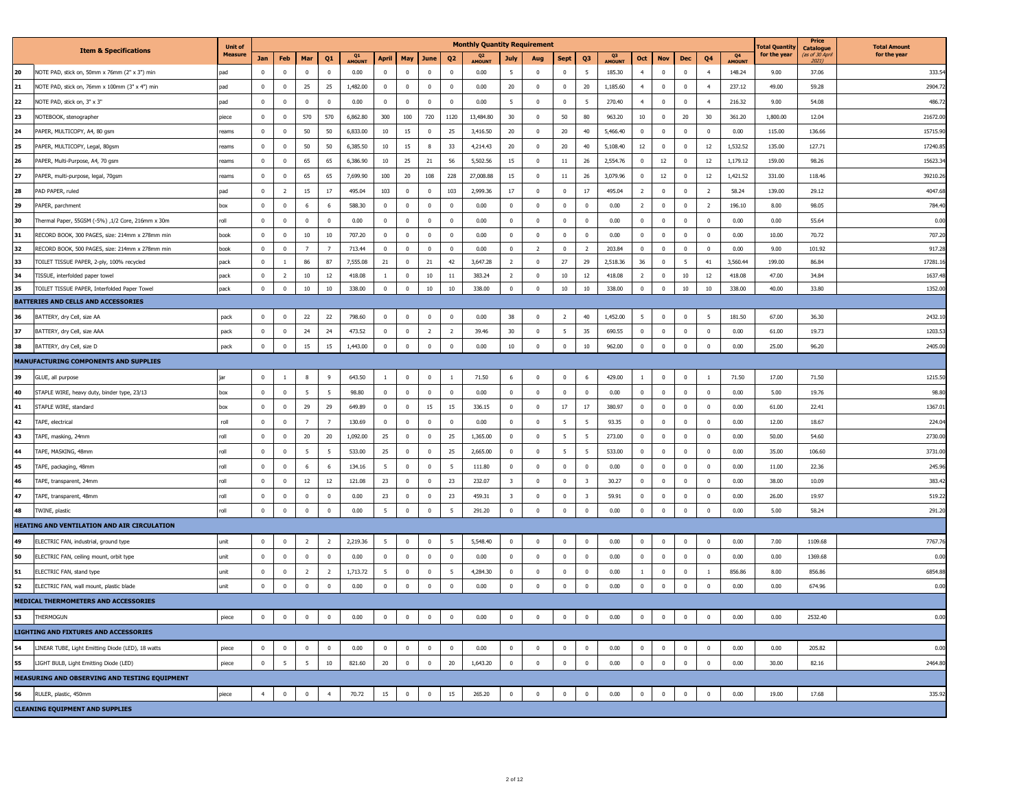| | Item & Specifications | Unit of Measure | Monthly Quantity Requirement | | | | | | | | | | | | | | | | | | | | Total Quantity for the year | Price Catalogue (as of 30 April 2021) | Total Amount for the year |
|---|---|---|---|---|---|---|---|---|---|---|---|---|---|---|---|---|---|---|---|---|---|---|---|---|---|
| | | | Jan | Feb | Mar | Q1 | Q1 AMOUNT | April | May | June | Q2 | Q2 AMOUNT | July | Aug | Sept | Q3 | Q3 AMOUNT | Oct | Nov | Dec | Q4 | Q4 AMOUNT | | | |
| 20 | NOTE PAD, stick on, 50mm x 76mm (2" x 3") min | pad | 0 | 0 | 0 | 0 | 0.00 | 0 | 0 | 0 | 0 | 0.00 | 5 | 0 | 0 | 5 | 185.30 | 4 | 0 | 0 | 4 | 148.24 | 9.00 | 37.06 | 333.54 |
| 21 | NOTE PAD, stick on, 76mm x 100mm (3" x 4") min | pad | 0 | 0 | 25 | 25 | 1,482.00 | 0 | 0 | 0 | 0 | 0.00 | 20 | 0 | 0 | 20 | 1,185.60 | 4 | 0 | 0 | 4 | 237.12 | 49.00 | 59.28 | 2904.72 |
| 22 | NOTE PAD, stick on, 3" x 3" | pad | 0 | 0 | 0 | 0 | 0.00 | 0 | 0 | 0 | 0 | 0.00 | 5 | 0 | 0 | 5 | 270.40 | 4 | 0 | 0 | 4 | 216.32 | 9.00 | 54.08 | 486.72 |
| 23 | NOTEBOOK, stenographer | piece | 0 | 0 | 570 | 570 | 6,862.80 | 300 | 100 | 720 | 1120 | 13,484.80 | 30 | 0 | 50 | 80 | 963.20 | 10 | 0 | 20 | 30 | 361.20 | 1,800.00 | 12.04 | 21672.00 |
| 24 | PAPER, MULTICOPY, A4, 80 gsm | reams | 0 | 0 | 50 | 50 | 6,833.00 | 10 | 15 | 0 | 25 | 3,416.50 | 20 | 0 | 20 | 40 | 5,466.40 | 0 | 0 | 0 | 0 | 0.00 | 115.00 | 136.66 | 15715.90 |
| 25 | PAPER, MULTICOPY, Legal, 80gsm | reams | 0 | 0 | 50 | 50 | 6,385.50 | 10 | 15 | 8 | 33 | 4,214.43 | 20 | 0 | 20 | 40 | 5,108.40 | 12 | 0 | 0 | 12 | 1,532.52 | 135.00 | 127.71 | 17240.85 |
| 26 | PAPER, Multi-Purpose, A4, 70 gsm | reams | 0 | 0 | 65 | 65 | 6,386.90 | 10 | 25 | 21 | 56 | 5,502.56 | 15 | 0 | 11 | 26 | 2,554.76 | 0 | 12 | 0 | 12 | 1,179.12 | 159.00 | 98.26 | 15623.34 |
| 27 | PAPER, multi-purpose, legal, 70gsm | reams | 0 | 0 | 65 | 65 | 7,699.90 | 100 | 20 | 108 | 228 | 27,008.88 | 15 | 0 | 11 | 26 | 3,079.96 | 0 | 12 | 0 | 12 | 1,421.52 | 331.00 | 118.46 | 39210.26 |
| 28 | PAD PAPER, ruled | pad | 0 | 2 | 15 | 17 | 495.04 | 103 | 0 | 0 | 103 | 2,999.36 | 17 | 0 | 0 | 17 | 495.04 | 2 | 0 | 0 | 2 | 58.24 | 139.00 | 29.12 | 4047.68 |
| 29 | PAPER, parchment | box | 0 | 0 | 6 | 6 | 588.30 | 0 | 0 | 0 | 0 | 0.00 | 0 | 0 | 0 | 0 | 0.00 | 2 | 0 | 0 | 2 | 196.10 | 8.00 | 98.05 | 784.40 |
| 30 | Thermal Paper, 55GSM (-5%) ,1/2 Core, 216mm x 30m | roll | 0 | 0 | 0 | 0 | 0.00 | 0 | 0 | 0 | 0 | 0.00 | 0 | 0 | 0 | 0 | 0.00 | 0 | 0 | 0 | 0 | 0.00 | 0.00 | 55.64 | 0.00 |
| 31 | RECORD BOOK, 300 PAGES, size: 214mm x 278mm min | book | 0 | 0 | 10 | 10 | 707.20 | 0 | 0 | 0 | 0 | 0.00 | 0 | 0 | 0 | 0 | 0.00 | 0 | 0 | 0 | 0 | 0.00 | 10.00 | 70.72 | 707.20 |
| 32 | RECORD BOOK, 500 PAGES, size: 214mm x 278mm min | book | 0 | 0 | 7 | 7 | 713.44 | 0 | 0 | 0 | 0 | 0.00 | 0 | 2 | 0 | 2 | 203.84 | 0 | 0 | 0 | 0 | 0.00 | 9.00 | 101.92 | 917.28 |
| 33 | TOILET TISSUE PAPER, 2-ply, 100% recycled | pack | 0 | 1 | 86 | 87 | 7,555.08 | 21 | 0 | 21 | 42 | 3,647.28 | 2 | 0 | 27 | 29 | 2,518.36 | 36 | 0 | 5 | 41 | 3,560.44 | 199.00 | 86.84 | 17281.16 |
| 34 | TISSUE, interfolded paper towel | pack | 0 | 2 | 10 | 12 | 418.08 | 1 | 0 | 10 | 11 | 383.24 | 2 | 0 | 10 | 12 | 418.08 | 2 | 0 | 10 | 12 | 418.08 | 47.00 | 34.84 | 1637.48 |
| 35 | TOILET TISSUE PAPER, Interfolded Paper Towel | pack | 0 | 0 | 10 | 10 | 338.00 | 0 | 0 | 10 | 10 | 338.00 | 0 | 0 | 10 | 10 | 338.00 | 0 | 0 | 10 | 10 | 338.00 | 40.00 | 33.80 | 1352.00 |
| | **BATTERIES AND CELLS AND ACCESSORIES** | | | | | | | | | | | | | | | | | | | | | | | | |
| 36 | BATTERY, dry Cell, size AA | pack | 0 | 0 | 22 | 22 | 798.60 | 0 | 0 | 0 | 0 | 0.00 | 38 | 0 | 2 | 40 | 1,452.00 | 5 | 0 | 0 | 5 | 181.50 | 67.00 | 36.30 | 2432.10 |
| 37 | BATTERY, dry Cell, size AAA | pack | 0 | 0 | 24 | 24 | 473.52 | 0 | 0 | 2 | 2 | 39.46 | 30 | 0 | 5 | 35 | 690.55 | 0 | 0 | 0 | 0 | 0.00 | 61.00 | 19.73 | 1203.53 |
| 38 | BATTERY, dry Cell, size D | pack | 0 | 0 | 15 | 15 | 1,443.00 | 0 | 0 | 0 | 0 | 0.00 | 10 | 0 | 0 | 10 | 962.00 | 0 | 0 | 0 | 0 | 0.00 | 25.00 | 96.20 | 2405.00 |
| | **MANUFACTURING COMPONENTS AND SUPPLIES** | | | | | | | | | | | | | | | | | | | | | | | | |
| 39 | GLUE, all purpose | jar | 0 | 1 | 8 | 9 | 643.50 | 1 | 0 | 0 | 1 | 71.50 | 6 | 0 | 0 | 6 | 429.00 | 1 | 0 | 0 | 1 | 71.50 | 17.00 | 71.50 | 1215.50 |
| 40 | STAPLE WIRE, heavy duty, binder type, 23/13 | box | 0 | 0 | 5 | 5 | 98.80 | 0 | 0 | 0 | 0 | 0.00 | 0 | 0 | 0 | 0 | 0.00 | 0 | 0 | 0 | 0 | 0.00 | 5.00 | 19.76 | 98.80 |
| 41 | STAPLE WIRE, standard | box | 0 | 0 | 29 | 29 | 649.89 | 0 | 0 | 15 | 15 | 336.15 | 0 | 0 | 17 | 17 | 380.97 | 0 | 0 | 0 | 0 | 0.00 | 61.00 | 22.41 | 1367.01 |
| 42 | TAPE, electrical | roll | 0 | 0 | 7 | 7 | 130.69 | 0 | 0 | 0 | 0 | 0.00 | 0 | 0 | 5 | 5 | 93.35 | 0 | 0 | 0 | 0 | 0.00 | 12.00 | 18.67 | 224.04 |
| 43 | TAPE, masking, 24mm | roll | 0 | 0 | 20 | 20 | 1,092.00 | 25 | 0 | 0 | 25 | 1,365.00 | 0 | 0 | 5 | 5 | 273.00 | 0 | 0 | 0 | 0 | 0.00 | 50.00 | 54.60 | 2730.00 |
| 44 | TAPE, MASKING, 48mm | roll | 0 | 0 | 5 | 5 | 533.00 | 25 | 0 | 0 | 25 | 2,665.00 | 0 | 0 | 5 | 5 | 533.00 | 0 | 0 | 0 | 0 | 0.00 | 35.00 | 106.60 | 3731.00 |
| 45 | TAPE, packaging, 48mm | roll | 0 | 0 | 6 | 6 | 134.16 | 5 | 0 | 0 | 5 | 111.80 | 0 | 0 | 0 | 0 | 0.00 | 0 | 0 | 0 | 0 | 0.00 | 11.00 | 22.36 | 245.96 |
| 46 | TAPE, transparent, 24mm | roll | 0 | 0 | 12 | 12 | 121.08 | 23 | 0 | 0 | 23 | 232.07 | 3 | 0 | 0 | 3 | 30.27 | 0 | 0 | 0 | 0 | 0.00 | 38.00 | 10.09 | 383.42 |
| 47 | TAPE, transparent, 48mm | roll | 0 | 0 | 0 | 0 | 0.00 | 23 | 0 | 0 | 23 | 459.31 | 3 | 0 | 0 | 3 | 59.91 | 0 | 0 | 0 | 0 | 0.00 | 26.00 | 19.97 | 519.22 |
| 48 | TWINE, plastic | roll | 0 | 0 | 0 | 0 | 0.00 | 5 | 0 | 0 | 5 | 291.20 | 0 | 0 | 0 | 0 | 0.00 | 0 | 0 | 0 | 0 | 0.00 | 5.00 | 58.24 | 291.20 |
| | **HEATING AND VENTILATION AND AIR CIRCULATION** | | | | | | | | | | | | | | | | | | | | | | | | |
| 49 | ELECTRIC FAN, industrial, ground type | unit | 0 | 0 | 2 | 2 | 2,219.36 | 5 | 0 | 0 | 5 | 5,548.40 | 0 | 0 | 0 | 0 | 0.00 | 0 | 0 | 0 | 0 | 0.00 | 7.00 | 1109.68 | 7767.76 |
| 50 | ELECTRIC FAN, ceiling mount, orbit type | unit | 0 | 0 | 0 | 0 | 0.00 | 0 | 0 | 0 | 0 | 0.00 | 0 | 0 | 0 | 0 | 0.00 | 0 | 0 | 0 | 0 | 0.00 | 0.00 | 1369.68 | 0.00 |
| 51 | ELECTRIC FAN, stand type | unit | 0 | 0 | 2 | 2 | 1,713.72 | 5 | 0 | 0 | 5 | 4,284.30 | 0 | 0 | 0 | 0 | 0.00 | 1 | 0 | 0 | 1 | 856.86 | 8.00 | 856.86 | 6854.88 |
| 52 | ELECTRIC FAN, wall mount, plastic blade | unit | 0 | 0 | 0 | 0 | 0.00 | 0 | 0 | 0 | 0 | 0.00 | 0 | 0 | 0 | 0 | 0.00 | 0 | 0 | 0 | 0 | 0.00 | 0.00 | 674.96 | 0.00 |
| | **MEDICAL THERMOMETERS AND ACCESSORIES** | | | | | | | | | | | | | | | | | | | | | | | | |
| 53 | THERMOGUN | piece | 0 | 0 | 0 | 0 | 0.00 | 0 | 0 | 0 | 0 | 0.00 | 0 | 0 | 0 | 0 | 0.00 | 0 | 0 | 0 | 0 | 0.00 | 0.00 | 2532.40 | 0.00 |
| | **LIGHTING AND FIXTURES AND ACCESSORIES** | | | | | | | | | | | | | | | | | | | | | | | | |
| 54 | LINEAR TUBE, Light Emitting Diode (LED), 18 watts | piece | 0 | 0 | 0 | 0 | 0.00 | 0 | 0 | 0 | 0 | 0.00 | 0 | 0 | 0 | 0 | 0.00 | 0 | 0 | 0 | 0 | 0.00 | 0.00 | 205.82 | 0.00 |
| 55 | LIGHT BULB, Light Emitting Diode (LED) | piece | 0 | 5 | 5 | 10 | 821.60 | 20 | 0 | 0 | 20 | 1,643.20 | 0 | 0 | 0 | 0 | 0.00 | 0 | 0 | 0 | 0 | 0.00 | 30.00 | 82.16 | 2464.80 |
| | **MEASURING AND OBSERVING AND TESTING EQUIPMENT** | | | | | | | | | | | | | | | | | | | | | | | | |
| 56 | RULER, plastic, 450mm | piece | 4 | 0 | 0 | 4 | 70.72 | 15 | 0 | 0 | 15 | 265.20 | 0 | 0 | 0 | 0 | 0.00 | 0 | 0 | 0 | 0 | 0.00 | 19.00 | 17.68 | 335.92 |
| | **CLEANING EQUIPMENT AND SUPPLIES** | | | | | | | | | | | | | | | | | | | | | | | | |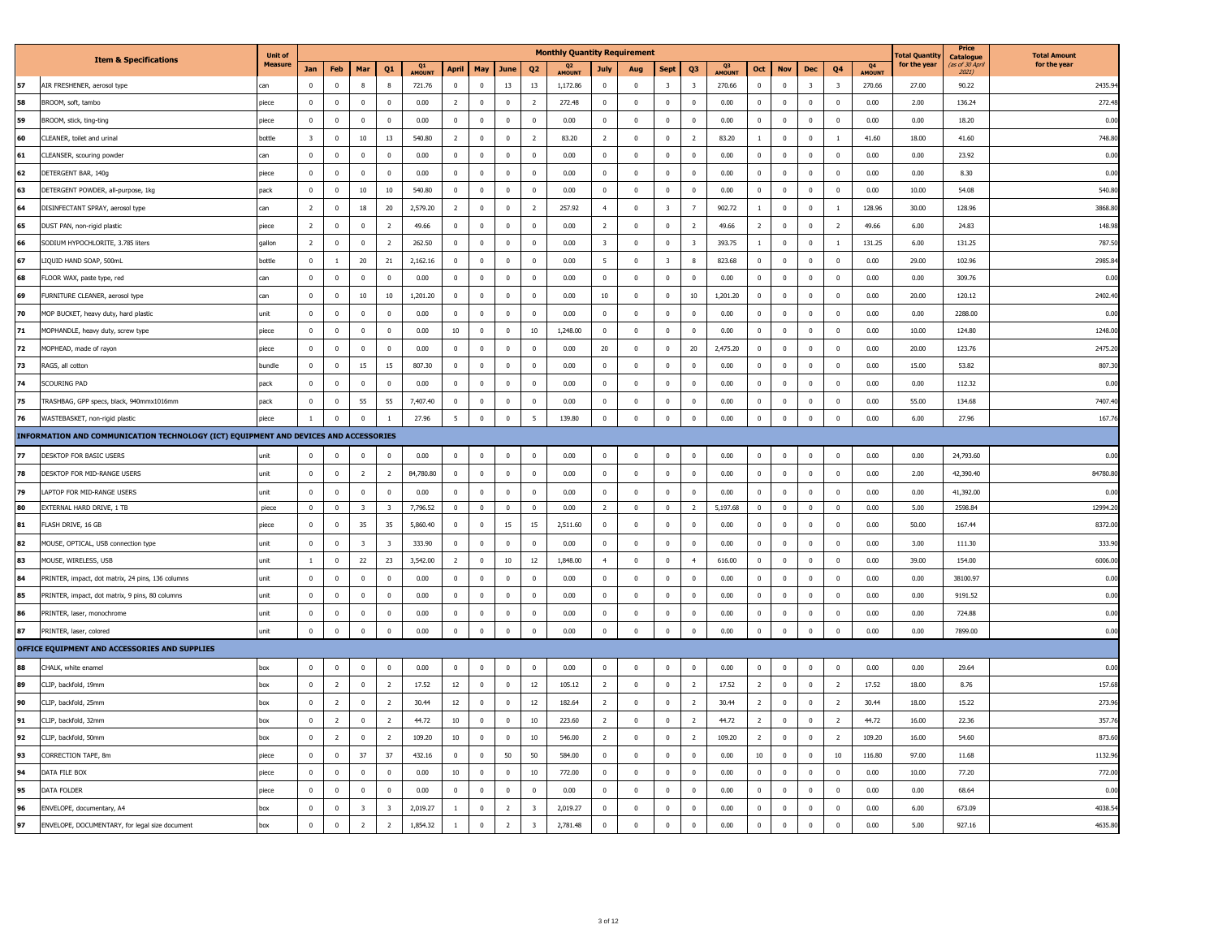| | Item & Specifications | Unit of Measure | Monthly Quantity Requirement | | | | | | | | | | | | | | | | | | | | Total Quantity for the year | Price Catalogue (as of 30 April 2021) | Total Amount for the year |
|---|---|---|---|---|---|---|---|---|---|---|---|---|---|---|---|---|---|---|---|---|---|---|---|---|---|
| | | | Jan | Feb | Mar | Q1 | Q1 AMOUNT | April | May | June | Q2 | Q2 AMOUNT | July | Aug | Sept | Q3 | Q3 AMOUNT | Oct | Nov | Dec | Q4 | Q4 AMOUNT | | | |
| 57 | AIR FRESHENER, aerosol type | can | 0 | 0 | 8 | 8 | 721.76 | 0 | 0 | 13 | 13 | 1,172.86 | 0 | 0 | 3 | 3 | 270.66 | 0 | 0 | 3 | 3 | 270.66 | 27.00 | 90.22 | 2435.94 |
| 58 | BROOM, soft, tambo | piece | 0 | 0 | 0 | 0 | 0.00 | 2 | 0 | 0 | 2 | 272.48 | 0 | 0 | 0 | 0 | 0.00 | 0 | 0 | 0 | 0 | 0.00 | 2.00 | 136.24 | 272.48 |
| 59 | BROOM, stick, ting-ting | piece | 0 | 0 | 0 | 0 | 0.00 | 0 | 0 | 0 | 0 | 0.00 | 0 | 0 | 0 | 0 | 0.00 | 0 | 0 | 0 | 0 | 0.00 | 0.00 | 18.20 | 0.00 |
| 60 | CLEANER, toilet and urinal | bottle | 3 | 0 | 10 | 13 | 540.80 | 2 | 0 | 0 | 2 | 83.20 | 2 | 0 | 0 | 2 | 83.20 | 1 | 0 | 0 | 1 | 41.60 | 18.00 | 41.60 | 748.80 |
| 61 | CLEANSER, scouring powder | can | 0 | 0 | 0 | 0 | 0.00 | 0 | 0 | 0 | 0 | 0.00 | 0 | 0 | 0 | 0 | 0.00 | 0 | 0 | 0 | 0 | 0.00 | 0.00 | 23.92 | 0.00 |
| 62 | DETERGENT BAR, 140g | piece | 0 | 0 | 0 | 0 | 0.00 | 0 | 0 | 0 | 0 | 0.00 | 0 | 0 | 0 | 0 | 0.00 | 0 | 0 | 0 | 0 | 0.00 | 0.00 | 8.30 | 0.00 |
| 63 | DETERGENT POWDER, all-purpose, 1kg | pack | 0 | 0 | 10 | 10 | 540.80 | 0 | 0 | 0 | 0 | 0.00 | 0 | 0 | 0 | 0 | 0.00 | 0 | 0 | 0 | 0 | 0.00 | 10.00 | 54.08 | 540.80 |
| 64 | DISINFECTANT SPRAY, aerosol type | can | 2 | 0 | 18 | 20 | 2,579.20 | 2 | 0 | 0 | 2 | 257.92 | 4 | 0 | 3 | 7 | 902.72 | 1 | 0 | 0 | 1 | 128.96 | 30.00 | 128.96 | 3868.80 |
| 65 | DUST PAN, non-rigid plastic | piece | 2 | 0 | 0 | 2 | 49.66 | 0 | 0 | 0 | 0 | 0.00 | 2 | 0 | 0 | 2 | 49.66 | 2 | 0 | 0 | 2 | 49.66 | 6.00 | 24.83 | 148.98 |
| 66 | SODIUM HYPOCHLORITE, 3.785 liters | gallon | 2 | 0 | 0 | 2 | 262.50 | 0 | 0 | 0 | 0 | 0.00 | 3 | 0 | 0 | 3 | 393.75 | 1 | 0 | 0 | 1 | 131.25 | 6.00 | 131.25 | 787.50 |
| 67 | LIQUID HAND SOAP, 500mL | bottle | 0 | 1 | 20 | 21 | 2,162.16 | 0 | 0 | 0 | 0 | 0.00 | 5 | 0 | 3 | 8 | 823.68 | 0 | 0 | 0 | 0 | 0.00 | 29.00 | 102.96 | 2985.84 |
| 68 | FLOOR WAX, paste type, red | can | 0 | 0 | 0 | 0 | 0.00 | 0 | 0 | 0 | 0 | 0.00 | 0 | 0 | 0 | 0 | 0.00 | 0 | 0 | 0 | 0 | 0.00 | 0.00 | 309.76 | 0.00 |
| 69 | FURNITURE CLEANER, aerosol type | can | 0 | 0 | 10 | 10 | 1,201.20 | 0 | 0 | 0 | 0 | 0.00 | 10 | 0 | 0 | 10 | 1,201.20 | 0 | 0 | 0 | 0 | 0.00 | 20.00 | 120.12 | 2402.40 |
| 70 | MOP BUCKET, heavy duty, hard plastic | unit | 0 | 0 | 0 | 0 | 0.00 | 0 | 0 | 0 | 0 | 0.00 | 0 | 0 | 0 | 0 | 0.00 | 0 | 0 | 0 | 0 | 0.00 | 0.00 | 2288.00 | 0.00 |
| 71 | MOPHANDLE, heavy duty, screw type | piece | 0 | 0 | 0 | 0 | 0.00 | 10 | 0 | 0 | 10 | 1,248.00 | 0 | 0 | 0 | 0 | 0.00 | 0 | 0 | 0 | 0 | 0.00 | 10.00 | 124.80 | 1248.00 |
| 72 | MOPHEAD, made of rayon | piece | 0 | 0 | 0 | 0 | 0.00 | 0 | 0 | 0 | 0 | 0.00 | 20 | 0 | 0 | 20 | 2,475.20 | 0 | 0 | 0 | 0 | 0.00 | 20.00 | 123.76 | 2475.20 |
| 73 | RAGS, all cotton | bundle | 0 | 0 | 15 | 15 | 807.30 | 0 | 0 | 0 | 0 | 0.00 | 0 | 0 | 0 | 0 | 0.00 | 0 | 0 | 0 | 0 | 0.00 | 15.00 | 53.82 | 807.30 |
| 74 | SCOURING PAD | pack | 0 | 0 | 0 | 0 | 0.00 | 0 | 0 | 0 | 0 | 0.00 | 0 | 0 | 0 | 0 | 0.00 | 0 | 0 | 0 | 0 | 0.00 | 0.00 | 112.32 | 0.00 |
| 75 | TRASHBAG, GPP specs, black, 940mmx1016mm | pack | 0 | 0 | 55 | 55 | 7,407.40 | 0 | 0 | 0 | 0 | 0.00 | 0 | 0 | 0 | 0 | 0.00 | 0 | 0 | 0 | 0 | 0.00 | 55.00 | 134.68 | 7407.40 |
| 76 | WASTEBASKET, non-rigid plastic | piece | 1 | 0 | 0 | 1 | 27.96 | 5 | 0 | 0 | 5 | 139.80 | 0 | 0 | 0 | 0 | 0.00 | 0 | 0 | 0 | 0 | 0.00 | 6.00 | 27.96 | 167.76 |
| **INFORMATION AND COMMUNICATION TECHNOLOGY (ICT) EQUIPMENT AND DEVICES AND ACCESSORIES** | | | | | | | | | | | | | | | | | | | | | | | | | |
| 77 | DESKTOP FOR BASIC USERS | unit | 0 | 0 | 0 | 0 | 0.00 | 0 | 0 | 0 | 0 | 0.00 | 0 | 0 | 0 | 0 | 0.00 | 0 | 0 | 0 | 0 | 0.00 | 0.00 | 24,793.60 | 0.00 |
| 78 | DESKTOP FOR MID-RANGE USERS | unit | 0 | 0 | 2 | 2 | 84,780.80 | 0 | 0 | 0 | 0 | 0.00 | 0 | 0 | 0 | 0 | 0.00 | 0 | 0 | 0 | 0 | 0.00 | 2.00 | 42,390.40 | 84780.80 |
| 79 | LAPTOP FOR MID-RANGE USERS | unit | 0 | 0 | 0 | 0 | 0.00 | 0 | 0 | 0 | 0 | 0.00 | 0 | 0 | 0 | 0 | 0.00 | 0 | 0 | 0 | 0 | 0.00 | 0.00 | 41,392.00 | 0.00 |
| 80 | EXTERNAL HARD DRIVE, 1 TB | piece | 0 | 0 | 3 | 3 | 7,796.52 | 0 | 0 | 0 | 0 | 0.00 | 2 | 0 | 0 | 2 | 5,197.68 | 0 | 0 | 0 | 0 | 0.00 | 5.00 | 2598.84 | 12994.20 |
| 81 | FLASH DRIVE, 16 GB | piece | 0 | 0 | 35 | 35 | 5,860.40 | 0 | 0 | 15 | 15 | 2,511.60 | 0 | 0 | 0 | 0 | 0.00 | 0 | 0 | 0 | 0 | 0.00 | 50.00 | 167.44 | 8372.00 |
| 82 | MOUSE, OPTICAL, USB connection type | unit | 0 | 0 | 3 | 3 | 333.90 | 0 | 0 | 0 | 0 | 0.00 | 0 | 0 | 0 | 0 | 0.00 | 0 | 0 | 0 | 0 | 0.00 | 3.00 | 111.30 | 333.90 |
| 83 | MOUSE, WIRELESS, USB | unit | 1 | 0 | 22 | 23 | 3,542.00 | 2 | 0 | 10 | 12 | 1,848.00 | 4 | 0 | 0 | 4 | 616.00 | 0 | 0 | 0 | 0 | 0.00 | 39.00 | 154.00 | 6006.00 |
| 84 | PRINTER, impact, dot matrix, 24 pins, 136 columns | unit | 0 | 0 | 0 | 0 | 0.00 | 0 | 0 | 0 | 0 | 0.00 | 0 | 0 | 0 | 0 | 0.00 | 0 | 0 | 0 | 0 | 0.00 | 0.00 | 38100.97 | 0.00 |
| 85 | PRINTER, impact, dot matrix, 9 pins, 80 columns | unit | 0 | 0 | 0 | 0 | 0.00 | 0 | 0 | 0 | 0 | 0.00 | 0 | 0 | 0 | 0 | 0.00 | 0 | 0 | 0 | 0 | 0.00 | 0.00 | 9191.52 | 0.00 |
| 86 | PRINTER, laser, monochrome | unit | 0 | 0 | 0 | 0 | 0.00 | 0 | 0 | 0 | 0 | 0.00 | 0 | 0 | 0 | 0 | 0.00 | 0 | 0 | 0 | 0 | 0.00 | 0.00 | 724.88 | 0.00 |
| 87 | PRINTER, laser, colored | unit | 0 | 0 | 0 | 0 | 0.00 | 0 | 0 | 0 | 0 | 0.00 | 0 | 0 | 0 | 0 | 0.00 | 0 | 0 | 0 | 0 | 0.00 | 0.00 | 7899.00 | 0.00 |
| **OFFICE EQUIPMENT AND ACCESSORIES AND SUPPLIES** | | | | | | | | | | | | | | | | | | | | | | | | | |
| 88 | CHALK, white enamel | box | 0 | 0 | 0 | 0 | 0.00 | 0 | 0 | 0 | 0 | 0.00 | 0 | 0 | 0 | 0 | 0.00 | 0 | 0 | 0 | 0 | 0.00 | 0.00 | 29.64 | 0.00 |
| 89 | CLIP, backfold, 19mm | box | 0 | 2 | 0 | 2 | 17.52 | 12 | 0 | 0 | 12 | 105.12 | 2 | 0 | 0 | 2 | 17.52 | 2 | 0 | 0 | 2 | 17.52 | 18.00 | 8.76 | 157.68 |
| 90 | CLIP, backfold, 25mm | box | 0 | 2 | 0 | 2 | 30.44 | 12 | 0 | 0 | 12 | 182.64 | 2 | 0 | 0 | 2 | 30.44 | 2 | 0 | 0 | 2 | 30.44 | 18.00 | 15.22 | 273.96 |
| 91 | CLIP, backfold, 32mm | box | 0 | 2 | 0 | 2 | 44.72 | 10 | 0 | 0 | 10 | 223.60 | 2 | 0 | 0 | 2 | 44.72 | 2 | 0 | 0 | 2 | 44.72 | 16.00 | 22.36 | 357.76 |
| 92 | CLIP, backfold, 50mm | box | 0 | 2 | 0 | 2 | 109.20 | 10 | 0 | 0 | 10 | 546.00 | 2 | 0 | 0 | 2 | 109.20 | 2 | 0 | 0 | 2 | 109.20 | 16.00 | 54.60 | 873.60 |
| 93 | CORRECTION TAPE, 8m | piece | 0 | 0 | 37 | 37 | 432.16 | 0 | 0 | 50 | 50 | 584.00 | 0 | 0 | 0 | 0 | 0.00 | 10 | 0 | 0 | 10 | 116.80 | 97.00 | 11.68 | 1132.96 |
| 94 | DATA FILE BOX | piece | 0 | 0 | 0 | 0 | 0.00 | 10 | 0 | 0 | 10 | 772.00 | 0 | 0 | 0 | 0 | 0.00 | 0 | 0 | 0 | 0 | 0.00 | 10.00 | 77.20 | 772.00 |
| 95 | DATA FOLDER | piece | 0 | 0 | 0 | 0 | 0.00 | 0 | 0 | 0 | 0 | 0.00 | 0 | 0 | 0 | 0 | 0.00 | 0 | 0 | 0 | 0 | 0.00 | 0.00 | 68.64 | 0.00 |
| 96 | ENVELOPE, documentary, A4 | box | 0 | 0 | 3 | 3 | 2,019.27 | 1 | 0 | 2 | 3 | 2,019.27 | 0 | 0 | 0 | 0 | 0.00 | 0 | 0 | 0 | 0 | 0.00 | 6.00 | 673.09 | 4038.54 |
| 97 | ENVELOPE, DOCUMENTARY, for legal size document | box | 0 | 0 | 2 | 2 | 1,854.32 | 1 | 0 | 2 | 3 | 2,781.48 | 0 | 0 | 0 | 0 | 0.00 | 0 | 0 | 0 | 0 | 0.00 | 5.00 | 927.16 | 4635.80 |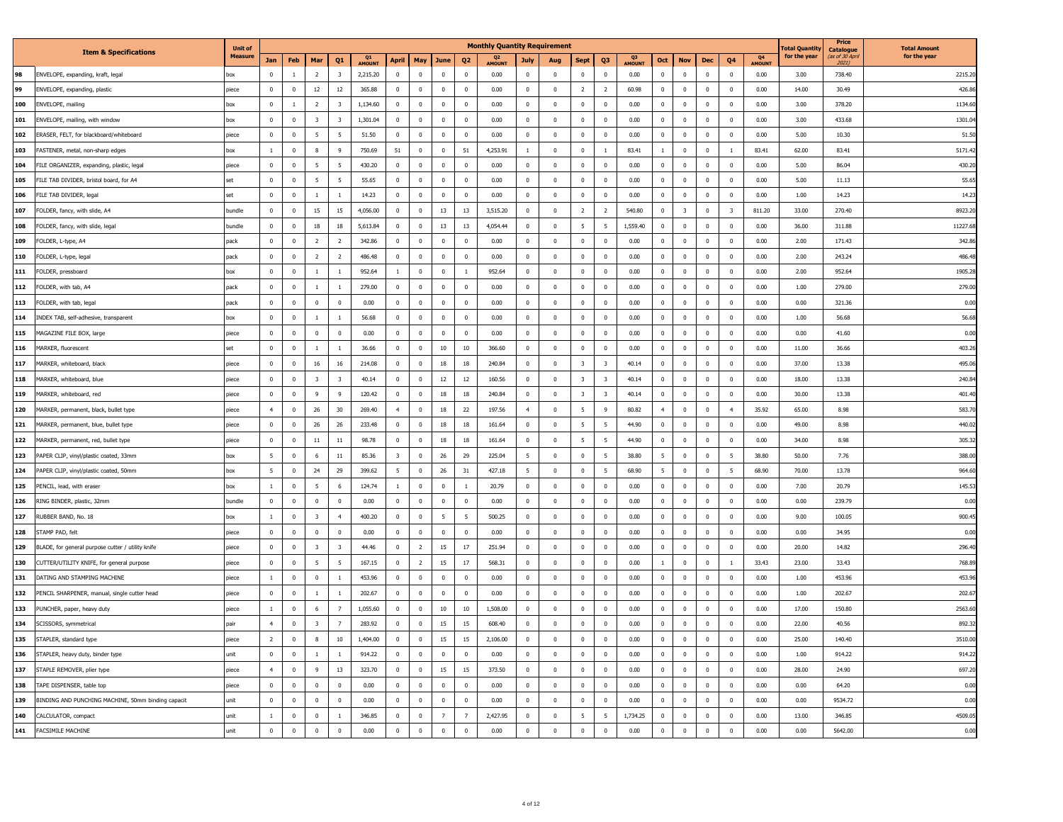| | Item & Specifications | Unit of Measure | Monthly Quantity Requirement | | | | | | | | | | | | | | | | | | | | Total Quantity for the year | Price Catalogue (as of 30 April 2021) | Total Amount for the year |
|---|---|---|---|---|---|---|---|---|---|---|---|---|---|---|---|---|---|---|---|---|---|---|---|---|---|
| | | | Jan | Feb | Mar | Q1 | Q1 AMOUNT | April | May | June | Q2 | Q2 AMOUNT | July | Aug | Sept | Q3 | Q3 AMOUNT | Oct | Nov | Dec | Q4 | Q4 AMOUNT | | | |
| 98 | ENVELOPE, expanding, kraft, legal | box | 0 | 1 | 2 | 3 | 2,215.20 | 0 | 0 | 0 | 0 | 0.00 | 0 | 0 | 0 | 0 | 0.00 | 0 | 0 | 0 | 0 | 0.00 | 3.00 | 738.40 | 2215.20 |
| 99 | ENVELOPE, expanding, plastic | piece | 0 | 0 | 12 | 12 | 365.88 | 0 | 0 | 0 | 0 | 0.00 | 0 | 0 | 2 | 2 | 60.98 | 0 | 0 | 0 | 0 | 0.00 | 14.00 | 30.49 | 426.86 |
| 100 | ENVELOPE, mailing | box | 0 | 1 | 2 | 3 | 1,134.60 | 0 | 0 | 0 | 0 | 0.00 | 0 | 0 | 0 | 0 | 0.00 | 0 | 0 | 0 | 0 | 0.00 | 3.00 | 378.20 | 1134.60 |
| 101 | ENVELOPE, mailing, with window | box | 0 | 0 | 3 | 3 | 1,301.04 | 0 | 0 | 0 | 0 | 0.00 | 0 | 0 | 0 | 0 | 0.00 | 0 | 0 | 0 | 0 | 0.00 | 3.00 | 433.68 | 1301.04 |
| 102 | ERASER, FELT, for blackboard/whiteboard | piece | 0 | 0 | 5 | 5 | 51.50 | 0 | 0 | 0 | 0 | 0.00 | 0 | 0 | 0 | 0 | 0.00 | 0 | 0 | 0 | 0 | 0.00 | 5.00 | 10.30 | 51.50 |
| 103 | FASTENER, metal, non-sharp edges | box | 1 | 0 | 8 | 9 | 750.69 | 51 | 0 | 0 | 51 | 4,253.91 | 1 | 0 | 0 | 1 | 83.41 | 1 | 0 | 0 | 1 | 83.41 | 62.00 | 83.41 | 5171.42 |
| 104 | FILE ORGANIZER, expanding, plastic, legal | piece | 0 | 0 | 5 | 5 | 430.20 | 0 | 0 | 0 | 0 | 0.00 | 0 | 0 | 0 | 0 | 0.00 | 0 | 0 | 0 | 0 | 0.00 | 5.00 | 86.04 | 430.20 |
| 105 | FILE TAB DIVIDER, bristol board, for A4 | set | 0 | 0 | 5 | 5 | 55.65 | 0 | 0 | 0 | 0 | 0.00 | 0 | 0 | 0 | 0 | 0.00 | 0 | 0 | 0 | 0 | 0.00 | 5.00 | 11.13 | 55.65 |
| 106 | FILE TAB DIVIDER, legal | set | 0 | 0 | 1 | 1 | 14.23 | 0 | 0 | 0 | 0 | 0.00 | 0 | 0 | 0 | 0 | 0.00 | 0 | 0 | 0 | 0 | 0.00 | 1.00 | 14.23 | 14.23 |
| 107 | FOLDER, fancy, with slide, A4 | bundle | 0 | 0 | 15 | 15 | 4,056.00 | 0 | 0 | 13 | 13 | 3,515.20 | 0 | 0 | 2 | 2 | 540.80 | 0 | 3 | 0 | 3 | 811.20 | 33.00 | 270.40 | 8923.20 |
| 108 | FOLDER, fancy, with slide, legal | bundle | 0 | 0 | 18 | 18 | 5,613.84 | 0 | 0 | 13 | 13 | 4,054.44 | 0 | 0 | 5 | 5 | 1,559.40 | 0 | 0 | 0 | 0 | 0.00 | 36.00 | 311.88 | 11227.68 |
| 109 | FOLDER, L-type, A4 | pack | 0 | 0 | 2 | 2 | 342.86 | 0 | 0 | 0 | 0 | 0.00 | 0 | 0 | 0 | 0 | 0.00 | 0 | 0 | 0 | 0 | 0.00 | 2.00 | 171.43 | 342.86 |
| 110 | FOLDER, L-type, legal | pack | 0 | 0 | 2 | 2 | 486.48 | 0 | 0 | 0 | 0 | 0.00 | 0 | 0 | 0 | 0 | 0.00 | 0 | 0 | 0 | 0 | 0.00 | 2.00 | 243.24 | 486.48 |
| 111 | FOLDER, pressboard | box | 0 | 0 | 1 | 1 | 952.64 | 1 | 0 | 0 | 1 | 952.64 | 0 | 0 | 0 | 0 | 0.00 | 0 | 0 | 0 | 0 | 0.00 | 2.00 | 952.64 | 1905.28 |
| 112 | FOLDER, with tab, A4 | pack | 0 | 0 | 1 | 1 | 279.00 | 0 | 0 | 0 | 0 | 0.00 | 0 | 0 | 0 | 0 | 0.00 | 0 | 0 | 0 | 0 | 0.00 | 1.00 | 279.00 | 279.00 |
| 113 | FOLDER, with tab, legal | pack | 0 | 0 | 0 | 0 | 0.00 | 0 | 0 | 0 | 0 | 0.00 | 0 | 0 | 0 | 0 | 0.00 | 0 | 0 | 0 | 0 | 0.00 | 0.00 | 321.36 | 0.00 |
| 114 | INDEX TAB, self-adhesive, transparent | box | 0 | 0 | 1 | 1 | 56.68 | 0 | 0 | 0 | 0 | 0.00 | 0 | 0 | 0 | 0 | 0.00 | 0 | 0 | 0 | 0 | 0.00 | 1.00 | 56.68 | 56.68 |
| 115 | MAGAZINE FILE BOX, large | piece | 0 | 0 | 0 | 0 | 0.00 | 0 | 0 | 0 | 0 | 0.00 | 0 | 0 | 0 | 0 | 0.00 | 0 | 0 | 0 | 0 | 0.00 | 0.00 | 41.60 | 0.00 |
| 116 | MARKER, fluorescent | set | 0 | 0 | 1 | 1 | 36.66 | 0 | 0 | 10 | 10 | 366.60 | 0 | 0 | 0 | 0 | 0.00 | 0 | 0 | 0 | 0 | 0.00 | 11.00 | 36.66 | 403.26 |
| 117 | MARKER, whiteboard, black | piece | 0 | 0 | 16 | 16 | 214.08 | 0 | 0 | 18 | 18 | 240.84 | 0 | 0 | 3 | 3 | 40.14 | 0 | 0 | 0 | 0 | 0.00 | 37.00 | 13.38 | 495.06 |
| 118 | MARKER, whiteboard, blue | piece | 0 | 0 | 3 | 3 | 40.14 | 0 | 0 | 12 | 12 | 160.56 | 0 | 0 | 3 | 3 | 40.14 | 0 | 0 | 0 | 0 | 0.00 | 18.00 | 13.38 | 240.84 |
| 119 | MARKER, whiteboard, red | piece | 0 | 0 | 9 | 9 | 120.42 | 0 | 0 | 18 | 18 | 240.84 | 0 | 0 | 3 | 3 | 40.14 | 0 | 0 | 0 | 0 | 0.00 | 30.00 | 13.38 | 401.40 |
| 120 | MARKER, permanent, black, bullet type | piece | 4 | 0 | 26 | 30 | 269.40 | 4 | 0 | 18 | 22 | 197.56 | 4 | 0 | 5 | 9 | 80.82 | 4 | 0 | 0 | 4 | 35.92 | 65.00 | 8.98 | 583.70 |
| 121 | MARKER, permanent, blue, bullet type | piece | 0 | 0 | 26 | 26 | 233.48 | 0 | 0 | 18 | 18 | 161.64 | 0 | 0 | 5 | 5 | 44.90 | 0 | 0 | 0 | 0 | 0.00 | 49.00 | 8.98 | 440.02 |
| 122 | MARKER, permanent, red, bullet type | piece | 0 | 0 | 11 | 11 | 98.78 | 0 | 0 | 18 | 18 | 161.64 | 0 | 0 | 5 | 5 | 44.90 | 0 | 0 | 0 | 0 | 0.00 | 34.00 | 8.98 | 305.32 |
| 123 | PAPER CLIP, vinyl/plastic coated, 33mm | box | 5 | 0 | 6 | 11 | 85.36 | 3 | 0 | 26 | 29 | 225.04 | 5 | 0 | 0 | 5 | 38.80 | 5 | 0 | 0 | 5 | 38.80 | 50.00 | 7.76 | 388.00 |
| 124 | PAPER CLIP, vinyl/plastic coated, 50mm | box | 5 | 0 | 24 | 29 | 399.62 | 5 | 0 | 26 | 31 | 427.18 | 5 | 0 | 0 | 5 | 68.90 | 5 | 0 | 0 | 5 | 68.90 | 70.00 | 13.78 | 964.60 |
| 125 | PENCIL, lead, with eraser | box | 1 | 0 | 5 | 6 | 124.74 | 1 | 0 | 0 | 1 | 20.79 | 0 | 0 | 0 | 0 | 0.00 | 0 | 0 | 0 | 0 | 0.00 | 7.00 | 20.79 | 145.53 |
| 126 | RING BINDER, plastic, 32mm | bundle | 0 | 0 | 0 | 0 | 0.00 | 0 | 0 | 0 | 0 | 0.00 | 0 | 0 | 0 | 0 | 0.00 | 0 | 0 | 0 | 0 | 0.00 | 0.00 | 239.79 | 0.00 |
| 127 | RUBBER BAND, No. 18 | box | 1 | 0 | 3 | 4 | 400.20 | 0 | 0 | 5 | 5 | 500.25 | 0 | 0 | 0 | 0 | 0.00 | 0 | 0 | 0 | 0 | 0.00 | 9.00 | 100.05 | 900.45 |
| 128 | STAMP PAD, felt | piece | 0 | 0 | 0 | 0 | 0.00 | 0 | 0 | 0 | 0 | 0.00 | 0 | 0 | 0 | 0 | 0.00 | 0 | 0 | 0 | 0 | 0.00 | 0.00 | 34.95 | 0.00 |
| 129 | BLADE, for general purpose cutter / utility knife | piece | 0 | 0 | 3 | 3 | 44.46 | 0 | 2 | 15 | 17 | 251.94 | 0 | 0 | 0 | 0 | 0.00 | 0 | 0 | 0 | 0 | 0.00 | 20.00 | 14.82 | 296.40 |
| 130 | CUTTER/UTILITY KNIFE, for general purpose | piece | 0 | 0 | 5 | 5 | 167.15 | 0 | 2 | 15 | 17 | 568.31 | 0 | 0 | 0 | 0 | 0.00 | 1 | 0 | 0 | 1 | 33.43 | 23.00 | 33.43 | 768.89 |
| 131 | DATING AND STAMPING MACHINE | piece | 1 | 0 | 0 | 1 | 453.96 | 0 | 0 | 0 | 0 | 0.00 | 0 | 0 | 0 | 0 | 0.00 | 0 | 0 | 0 | 0 | 0.00 | 1.00 | 453.96 | 453.96 |
| 132 | PENCIL SHARPENER, manual, single cutter head | piece | 0 | 0 | 1 | 1 | 202.67 | 0 | 0 | 0 | 0 | 0.00 | 0 | 0 | 0 | 0 | 0.00 | 0 | 0 | 0 | 0 | 0.00 | 1.00 | 202.67 | 202.67 |
| 133 | PUNCHER, paper, heavy duty | piece | 1 | 0 | 6 | 7 | 1,055.60 | 0 | 0 | 10 | 10 | 1,508.00 | 0 | 0 | 0 | 0 | 0.00 | 0 | 0 | 0 | 0 | 0.00 | 17.00 | 150.80 | 2563.60 |
| 134 | SCISSORS, symmetrical | pair | 4 | 0 | 3 | 7 | 283.92 | 0 | 0 | 15 | 15 | 608.40 | 0 | 0 | 0 | 0 | 0.00 | 0 | 0 | 0 | 0 | 0.00 | 22.00 | 40.56 | 892.32 |
| 135 | STAPLER, standard type | piece | 2 | 0 | 8 | 10 | 1,404.00 | 0 | 0 | 15 | 15 | 2,106.00 | 0 | 0 | 0 | 0 | 0.00 | 0 | 0 | 0 | 0 | 0.00 | 25.00 | 140.40 | 3510.00 |
| 136 | STAPLER, heavy duty, binder type | unit | 0 | 0 | 1 | 1 | 914.22 | 0 | 0 | 0 | 0 | 0.00 | 0 | 0 | 0 | 0 | 0.00 | 0 | 0 | 0 | 0 | 0.00 | 1.00 | 914.22 | 914.22 |
| 137 | STAPLE REMOVER, plier type | piece | 4 | 0 | 9 | 13 | 323.70 | 0 | 0 | 15 | 15 | 373.50 | 0 | 0 | 0 | 0 | 0.00 | 0 | 0 | 0 | 0 | 0.00 | 28.00 | 24.90 | 697.20 |
| 138 | TAPE DISPENSER, table top | piece | 0 | 0 | 0 | 0 | 0.00 | 0 | 0 | 0 | 0 | 0.00 | 0 | 0 | 0 | 0 | 0.00 | 0 | 0 | 0 | 0 | 0.00 | 0.00 | 64.20 | 0.00 |
| 139 | BINDING AND PUNCHING MACHINE, 50mm binding capacit | unit | 0 | 0 | 0 | 0 | 0.00 | 0 | 0 | 0 | 0 | 0.00 | 0 | 0 | 0 | 0 | 0.00 | 0 | 0 | 0 | 0 | 0.00 | 0.00 | 9534.72 | 0.00 |
| 140 | CALCULATOR, compact | unit | 1 | 0 | 0 | 1 | 346.85 | 0 | 0 | 7 | 7 | 2,427.95 | 0 | 0 | 5 | 5 | 1,734.25 | 0 | 0 | 0 | 0 | 0.00 | 13.00 | 346.85 | 4509.05 |
| 141 | FACSIMILE MACHINE | unit | 0 | 0 | 0 | 0 | 0.00 | 0 | 0 | 0 | 0 | 0.00 | 0 | 0 | 0 | 0 | 0.00 | 0 | 0 | 0 | 0 | 0.00 | 0.00 | 5642.00 | 0.00 |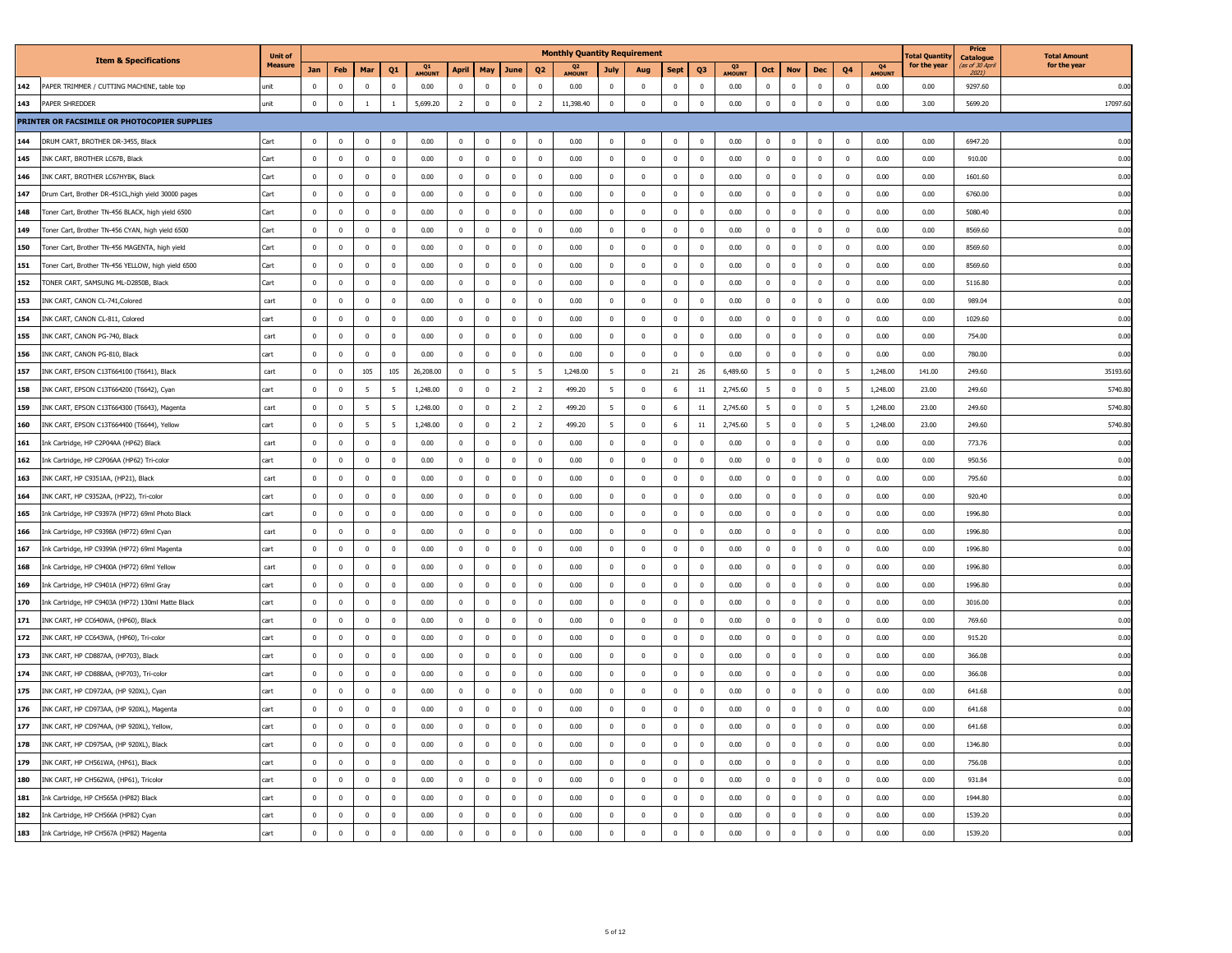| | Item & Specifications | Unit of Measure | Monthly Quantity Requirement | | | | | | | | | | | | | | | | | | | | | Total Quantity for the year | Price Catalogue (as of 30 April 2021) | Total Amount for the year |
|---|---|---|---|---|---|---|---|---|---|---|---|---|---|---|---|---|---|---|---|---|---|---|---|---|---|---|
| | | | Jan | Feb | Mar | Q1 | Q1 AMOUNT | April | May | June | Q2 | Q2 AMOUNT | July | Aug | Sept | Q3 | Q3 AMOUNT | Oct | Nov | Dec | Q4 | Q4 AMOUNT | | | |
| 142 | PAPER TRIMMER / CUTTING MACHINE, table top | unit | 0 | 0 | 0 | 0 | 0.00 | 0 | 0 | 0 | 0 | 0.00 | 0 | 0 | 0 | 0 | 0.00 | 0 | 0 | 0 | 0 | 0.00 | 0.00 | 9297.60 | 0.00 |
| 143 | PAPER SHREDDER | unit | 0 | 0 | 1 | 1 | 5,699.20 | 2 | 0 | 0 | 2 | 11,398.40 | 0 | 0 | 0 | 0 | 0.00 | 0 | 0 | 0 | 0 | 0.00 | 3.00 | 5699.20 | 17097.60 |
| | **PRINTER OR FACSIMILE OR PHOTOCOPIER SUPPLIES** | | | | | | | | | | | | | | | | | | | | | | | | |
| 144 | DRUM CART, BROTHER DR-3455, Black | Cart | 0 | 0 | 0 | 0 | 0.00 | 0 | 0 | 0 | 0 | 0.00 | 0 | 0 | 0 | 0 | 0.00 | 0 | 0 | 0 | 0 | 0.00 | 0.00 | 6947.20 | 0.00 |
| 145 | INK CART, BROTHER LC67B, Black | Cart | 0 | 0 | 0 | 0 | 0.00 | 0 | 0 | 0 | 0 | 0.00 | 0 | 0 | 0 | 0 | 0.00 | 0 | 0 | 0 | 0 | 0.00 | 0.00 | 910.00 | 0.00 |
| 146 | INK CART, BROTHER LC67HYBK, Black | Cart | 0 | 0 | 0 | 0 | 0.00 | 0 | 0 | 0 | 0 | 0.00 | 0 | 0 | 0 | 0 | 0.00 | 0 | 0 | 0 | 0 | 0.00 | 0.00 | 1601.60 | 0.00 |
| 147 | Drum Cart, Brother DR-451CL,high yield 30000 pages | Cart | 0 | 0 | 0 | 0 | 0.00 | 0 | 0 | 0 | 0 | 0.00 | 0 | 0 | 0 | 0 | 0.00 | 0 | 0 | 0 | 0 | 0.00 | 0.00 | 6760.00 | 0.00 |
| 148 | Toner Cart, Brother TN-456 BLACK, high yield 6500 | Cart | 0 | 0 | 0 | 0 | 0.00 | 0 | 0 | 0 | 0 | 0.00 | 0 | 0 | 0 | 0 | 0.00 | 0 | 0 | 0 | 0 | 0.00 | 0.00 | 5080.40 | 0.00 |
| 149 | Toner Cart, Brother TN-456 CYAN, high yield 6500 | Cart | 0 | 0 | 0 | 0 | 0.00 | 0 | 0 | 0 | 0 | 0.00 | 0 | 0 | 0 | 0 | 0.00 | 0 | 0 | 0 | 0 | 0.00 | 0.00 | 8569.60 | 0.00 |
| 150 | Toner Cart, Brother TN-456 MAGENTA, high yield | Cart | 0 | 0 | 0 | 0 | 0.00 | 0 | 0 | 0 | 0 | 0.00 | 0 | 0 | 0 | 0 | 0.00 | 0 | 0 | 0 | 0 | 0.00 | 0.00 | 8569.60 | 0.00 |
| 151 | Toner Cart, Brother TN-456 YELLOW, high yield 6500 | Cart | 0 | 0 | 0 | 0 | 0.00 | 0 | 0 | 0 | 0 | 0.00 | 0 | 0 | 0 | 0 | 0.00 | 0 | 0 | 0 | 0 | 0.00 | 0.00 | 8569.60 | 0.00 |
| 152 | TONER CART, SAMSUNG ML-D2850B, Black | Cart | 0 | 0 | 0 | 0 | 0.00 | 0 | 0 | 0 | 0 | 0.00 | 0 | 0 | 0 | 0 | 0.00 | 0 | 0 | 0 | 0 | 0.00 | 0.00 | 5116.80 | 0.00 |
| 153 | INK CART, CANON CL-741,Colored | cart | 0 | 0 | 0 | 0 | 0.00 | 0 | 0 | 0 | 0 | 0.00 | 0 | 0 | 0 | 0 | 0.00 | 0 | 0 | 0 | 0 | 0.00 | 0.00 | 989.04 | 0.00 |
| 154 | INK CART, CANON CL-811, Colored | cart | 0 | 0 | 0 | 0 | 0.00 | 0 | 0 | 0 | 0 | 0.00 | 0 | 0 | 0 | 0 | 0.00 | 0 | 0 | 0 | 0 | 0.00 | 0.00 | 1029.60 | 0.00 |
| 155 | INK CART, CANON PG-740, Black | cart | 0 | 0 | 0 | 0 | 0.00 | 0 | 0 | 0 | 0 | 0.00 | 0 | 0 | 0 | 0 | 0.00 | 0 | 0 | 0 | 0 | 0.00 | 0.00 | 754.00 | 0.00 |
| 156 | INK CART, CANON PG-810, Black | cart | 0 | 0 | 0 | 0 | 0.00 | 0 | 0 | 0 | 0 | 0.00 | 0 | 0 | 0 | 0 | 0.00 | 0 | 0 | 0 | 0 | 0.00 | 0.00 | 780.00 | 0.00 |
| 157 | INK CART, EPSON C13T664100 (T6641), Black | cart | 0 | 0 | 105 | 105 | 26,208.00 | 0 | 0 | 5 | 5 | 1,248.00 | 5 | 0 | 21 | 26 | 6,489.60 | 5 | 0 | 0 | 5 | 1,248.00 | 141.00 | 249.60 | 35193.60 |
| 158 | INK CART, EPSON C13T664200 (T6642), Cyan | cart | 0 | 0 | 5 | 5 | 1,248.00 | 0 | 0 | 2 | 2 | 499.20 | 5 | 0 | 6 | 11 | 2,745.60 | 5 | 0 | 0 | 5 | 1,248.00 | 23.00 | 249.60 | 5740.80 |
| 159 | INK CART, EPSON C13T664300 (T6643), Magenta | cart | 0 | 0 | 5 | 5 | 1,248.00 | 0 | 0 | 2 | 2 | 499.20 | 5 | 0 | 6 | 11 | 2,745.60 | 5 | 0 | 0 | 5 | 1,248.00 | 23.00 | 249.60 | 5740.80 |
| 160 | INK CART, EPSON C13T664400 (T6644), Yellow | cart | 0 | 0 | 5 | 5 | 1,248.00 | 0 | 0 | 2 | 2 | 499.20 | 5 | 0 | 6 | 11 | 2,745.60 | 5 | 0 | 0 | 5 | 1,248.00 | 23.00 | 249.60 | 5740.80 |
| 161 | Ink Cartridge, HP C2P04AA (HP62) Black | cart | 0 | 0 | 0 | 0 | 0.00 | 0 | 0 | 0 | 0 | 0.00 | 0 | 0 | 0 | 0 | 0.00 | 0 | 0 | 0 | 0 | 0.00 | 0.00 | 773.76 | 0.00 |
| 162 | Ink Cartridge, HP C2P06AA (HP62) Tri-color | cart | 0 | 0 | 0 | 0 | 0.00 | 0 | 0 | 0 | 0 | 0.00 | 0 | 0 | 0 | 0 | 0.00 | 0 | 0 | 0 | 0 | 0.00 | 0.00 | 950.56 | 0.00 |
| 163 | INK CART, HP C9351AA, (HP21), Black | cart | 0 | 0 | 0 | 0 | 0.00 | 0 | 0 | 0 | 0 | 0.00 | 0 | 0 | 0 | 0 | 0.00 | 0 | 0 | 0 | 0 | 0.00 | 0.00 | 795.60 | 0.00 |
| 164 | INK CART, HP C9352AA, (HP22), Tri-color | cart | 0 | 0 | 0 | 0 | 0.00 | 0 | 0 | 0 | 0 | 0.00 | 0 | 0 | 0 | 0 | 0.00 | 0 | 0 | 0 | 0 | 0.00 | 0.00 | 920.40 | 0.00 |
| 165 | Ink Cartridge, HP C9397A (HP72) 69ml Photo Black | cart | 0 | 0 | 0 | 0 | 0.00 | 0 | 0 | 0 | 0 | 0.00 | 0 | 0 | 0 | 0 | 0.00 | 0 | 0 | 0 | 0 | 0.00 | 0.00 | 1996.80 | 0.00 |
| 166 | Ink Cartridge, HP C9398A (HP72) 69ml Cyan | cart | 0 | 0 | 0 | 0 | 0.00 | 0 | 0 | 0 | 0 | 0.00 | 0 | 0 | 0 | 0 | 0.00 | 0 | 0 | 0 | 0 | 0.00 | 0.00 | 1996.80 | 0.00 |
| 167 | Ink Cartridge, HP C9399A (HP72) 69ml Magenta | cart | 0 | 0 | 0 | 0 | 0.00 | 0 | 0 | 0 | 0 | 0.00 | 0 | 0 | 0 | 0 | 0.00 | 0 | 0 | 0 | 0 | 0.00 | 0.00 | 1996.80 | 0.00 |
| 168 | Ink Cartridge, HP C9400A (HP72) 69ml Yellow | cart | 0 | 0 | 0 | 0 | 0.00 | 0 | 0 | 0 | 0 | 0.00 | 0 | 0 | 0 | 0 | 0.00 | 0 | 0 | 0 | 0 | 0.00 | 0.00 | 1996.80 | 0.00 |
| 169 | Ink Cartridge, HP C9401A (HP72) 69ml Gray | cart | 0 | 0 | 0 | 0 | 0.00 | 0 | 0 | 0 | 0 | 0.00 | 0 | 0 | 0 | 0 | 0.00 | 0 | 0 | 0 | 0 | 0.00 | 0.00 | 1996.80 | 0.00 |
| 170 | Ink Cartridge, HP C9403A (HP72) 130ml Matte Black | cart | 0 | 0 | 0 | 0 | 0.00 | 0 | 0 | 0 | 0 | 0.00 | 0 | 0 | 0 | 0 | 0.00 | 0 | 0 | 0 | 0 | 0.00 | 0.00 | 3016.00 | 0.00 |
| 171 | INK CART, HP CC640WA, (HP60), Black | cart | 0 | 0 | 0 | 0 | 0.00 | 0 | 0 | 0 | 0 | 0.00 | 0 | 0 | 0 | 0 | 0.00 | 0 | 0 | 0 | 0 | 0.00 | 0.00 | 769.60 | 0.00 |
| 172 | INK CART, HP CC643WA, (HP60), Tri-color | cart | 0 | 0 | 0 | 0 | 0.00 | 0 | 0 | 0 | 0 | 0.00 | 0 | 0 | 0 | 0 | 0.00 | 0 | 0 | 0 | 0 | 0.00 | 0.00 | 915.20 | 0.00 |
| 173 | INK CART, HP CD887AA, (HP703), Black | cart | 0 | 0 | 0 | 0 | 0.00 | 0 | 0 | 0 | 0 | 0.00 | 0 | 0 | 0 | 0 | 0.00 | 0 | 0 | 0 | 0 | 0.00 | 0.00 | 366.08 | 0.00 |
| 174 | INK CART, HP CD888AA, (HP703), Tri-color | cart | 0 | 0 | 0 | 0 | 0.00 | 0 | 0 | 0 | 0 | 0.00 | 0 | 0 | 0 | 0 | 0.00 | 0 | 0 | 0 | 0 | 0.00 | 0.00 | 366.08 | 0.00 |
| 175 | INK CART, HP CD972AA, (HP 920XL), Cyan | cart | 0 | 0 | 0 | 0 | 0.00 | 0 | 0 | 0 | 0 | 0.00 | 0 | 0 | 0 | 0 | 0.00 | 0 | 0 | 0 | 0 | 0.00 | 0.00 | 641.68 | 0.00 |
| 176 | INK CART, HP CD973AA, (HP 920XL), Magenta | cart | 0 | 0 | 0 | 0 | 0.00 | 0 | 0 | 0 | 0 | 0.00 | 0 | 0 | 0 | 0 | 0.00 | 0 | 0 | 0 | 0 | 0.00 | 0.00 | 641.68 | 0.00 |
| 177 | INK CART, HP CD974AA, (HP 920XL), Yellow, | cart | 0 | 0 | 0 | 0 | 0.00 | 0 | 0 | 0 | 0 | 0.00 | 0 | 0 | 0 | 0 | 0.00 | 0 | 0 | 0 | 0 | 0.00 | 0.00 | 641.68 | 0.00 |
| 178 | INK CART, HP CD975AA, (HP 920XL), Black | cart | 0 | 0 | 0 | 0 | 0.00 | 0 | 0 | 0 | 0 | 0.00 | 0 | 0 | 0 | 0 | 0.00 | 0 | 0 | 0 | 0 | 0.00 | 0.00 | 1346.80 | 0.00 |
| 179 | INK CART, HP CH561WA, (HP61), Black | cart | 0 | 0 | 0 | 0 | 0.00 | 0 | 0 | 0 | 0 | 0.00 | 0 | 0 | 0 | 0 | 0.00 | 0 | 0 | 0 | 0 | 0.00 | 0.00 | 756.08 | 0.00 |
| 180 | INK CART, HP CH562WA, (HP61), Tricolor | cart | 0 | 0 | 0 | 0 | 0.00 | 0 | 0 | 0 | 0 | 0.00 | 0 | 0 | 0 | 0 | 0.00 | 0 | 0 | 0 | 0 | 0.00 | 0.00 | 931.84 | 0.00 |
| 181 | Ink Cartridge, HP CH565A (HP82) Black | cart | 0 | 0 | 0 | 0 | 0.00 | 0 | 0 | 0 | 0 | 0.00 | 0 | 0 | 0 | 0 | 0.00 | 0 | 0 | 0 | 0 | 0.00 | 0.00 | 1944.80 | 0.00 |
| 182 | Ink Cartridge, HP CH566A (HP82) Cyan | cart | 0 | 0 | 0 | 0 | 0.00 | 0 | 0 | 0 | 0 | 0.00 | 0 | 0 | 0 | 0 | 0.00 | 0 | 0 | 0 | 0 | 0.00 | 0.00 | 1539.20 | 0.00 |
| 183 | Ink Cartridge, HP CH567A (HP82) Magenta | cart | 0 | 0 | 0 | 0 | 0.00 | 0 | 0 | 0 | 0 | 0.00 | 0 | 0 | 0 | 0 | 0.00 | 0 | 0 | 0 | 0 | 0.00 | 0.00 | 1539.20 | 0.00 |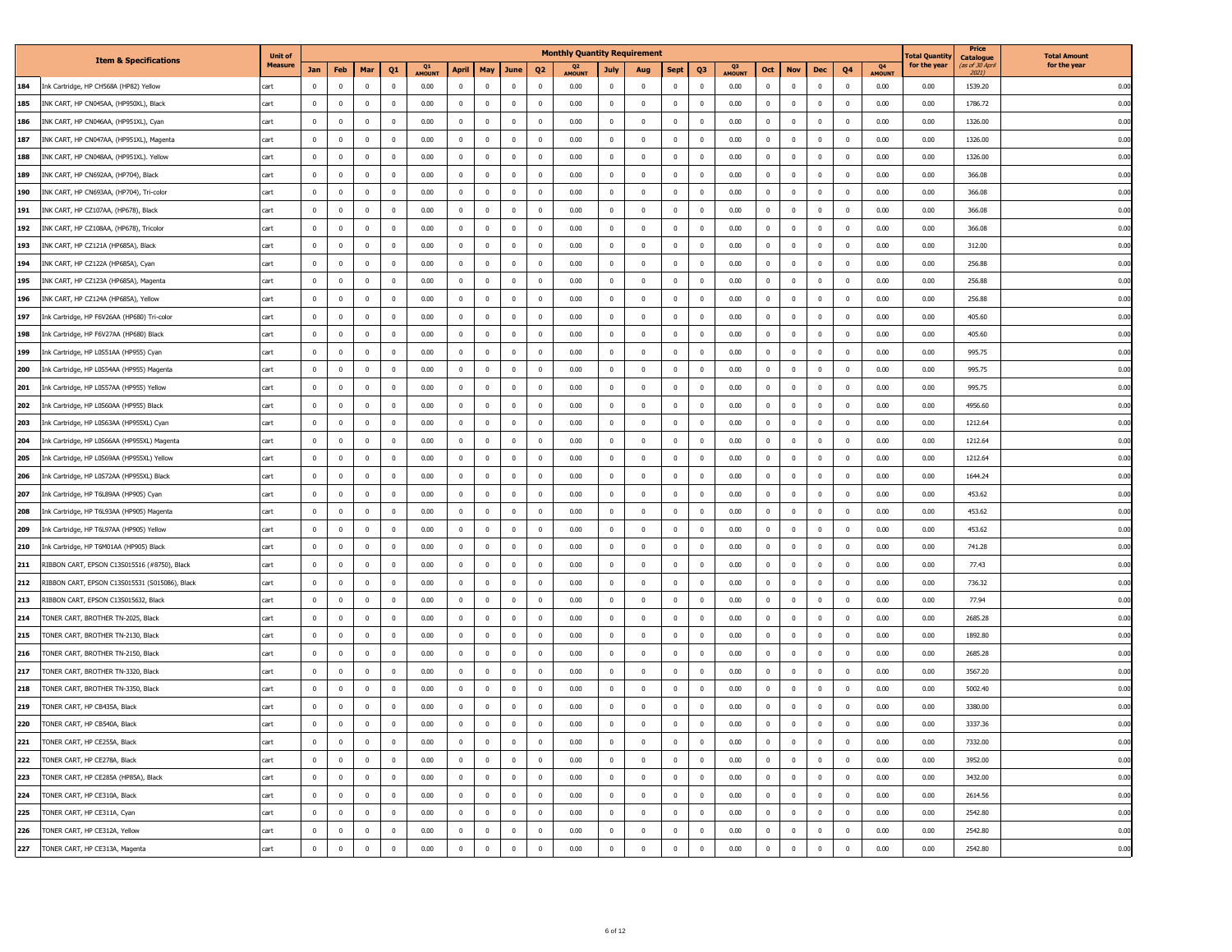| | Item & Specifications | Unit of Measure | Monthly Quantity Requirement | | | | | | | | | | | | | | | | | | | | | | Total Quantity for the year | Price Catalogue (as of 30 April 2021) | Total Amount for the year |
|---|---|---|---|---|---|---|---|---|---|---|---|---|---|---|---|---|---|---|---|---|---|---|---|---|---|---|---|
| | | | Jan | Feb | Mar | Q1 | Q1 AMOUNT | April | May | June | Q2 | Q2 AMOUNT | July | Aug | Sept | Q3 | Q3 AMOUNT | Oct | Nov | Dec | Q4 | Q4 AMOUNT | | | |
| 184 | Ink Cartridge, HP CH568A (HP82) Yellow | cart | 0 | 0 | 0 | 0 | 0.00 | 0 | 0 | 0 | 0 | 0.00 | 0 | 0 | 0 | 0 | 0.00 | 0 | 0 | 0 | 0 | 0.00 | 0.00 | 1539.20 | 0.00 |
| 185 | INK CART, HP CN045AA, (HP950XL), Black | cart | 0 | 0 | 0 | 0 | 0.00 | 0 | 0 | 0 | 0 | 0.00 | 0 | 0 | 0 | 0 | 0.00 | 0 | 0 | 0 | 0 | 0.00 | 0.00 | 1786.72 | 0.00 |
| 186 | INK CART, HP CN046AA, (HP951XL), Cyan | cart | 0 | 0 | 0 | 0 | 0.00 | 0 | 0 | 0 | 0 | 0.00 | 0 | 0 | 0 | 0 | 0.00 | 0 | 0 | 0 | 0 | 0.00 | 0.00 | 1326.00 | 0.00 |
| 187 | INK CART, HP CN047AA, (HP951XL), Magenta | cart | 0 | 0 | 0 | 0 | 0.00 | 0 | 0 | 0 | 0 | 0.00 | 0 | 0 | 0 | 0 | 0.00 | 0 | 0 | 0 | 0 | 0.00 | 0.00 | 1326.00 | 0.00 |
| 188 | INK CART, HP CN048AA, (HP951XL). Yellow | cart | 0 | 0 | 0 | 0 | 0.00 | 0 | 0 | 0 | 0 | 0.00 | 0 | 0 | 0 | 0 | 0.00 | 0 | 0 | 0 | 0 | 0.00 | 0.00 | 1326.00 | 0.00 |
| 189 | INK CART, HP CN692AA, (HP704), Black | cart | 0 | 0 | 0 | 0 | 0.00 | 0 | 0 | 0 | 0 | 0.00 | 0 | 0 | 0 | 0 | 0.00 | 0 | 0 | 0 | 0 | 0.00 | 0.00 | 366.08 | 0.00 |
| 190 | INK CART, HP CN693AA, (HP704), Tri-color | cart | 0 | 0 | 0 | 0 | 0.00 | 0 | 0 | 0 | 0 | 0.00 | 0 | 0 | 0 | 0 | 0.00 | 0 | 0 | 0 | 0 | 0.00 | 0.00 | 366.08 | 0.00 |
| 191 | INK CART, HP CZ107AA, (HP678), Black | cart | 0 | 0 | 0 | 0 | 0.00 | 0 | 0 | 0 | 0 | 0.00 | 0 | 0 | 0 | 0 | 0.00 | 0 | 0 | 0 | 0 | 0.00 | 0.00 | 366.08 | 0.00 |
| 192 | INK CART, HP CZ108AA, (HP678), Tricolor | cart | 0 | 0 | 0 | 0 | 0.00 | 0 | 0 | 0 | 0 | 0.00 | 0 | 0 | 0 | 0 | 0.00 | 0 | 0 | 0 | 0 | 0.00 | 0.00 | 366.08 | 0.00 |
| 193 | INK CART, HP CZ121A (HP685A), Black | cart | 0 | 0 | 0 | 0 | 0.00 | 0 | 0 | 0 | 0 | 0.00 | 0 | 0 | 0 | 0 | 0.00 | 0 | 0 | 0 | 0 | 0.00 | 0.00 | 312.00 | 0.00 |
| 194 | INK CART, HP CZ122A (HP685A), Cyan | cart | 0 | 0 | 0 | 0 | 0.00 | 0 | 0 | 0 | 0 | 0.00 | 0 | 0 | 0 | 0 | 0.00 | 0 | 0 | 0 | 0 | 0.00 | 0.00 | 256.88 | 0.00 |
| 195 | INK CART, HP CZ123A (HP685A), Magenta | cart | 0 | 0 | 0 | 0 | 0.00 | 0 | 0 | 0 | 0 | 0.00 | 0 | 0 | 0 | 0 | 0.00 | 0 | 0 | 0 | 0 | 0.00 | 0.00 | 256.88 | 0.00 |
| 196 | INK CART, HP CZ124A (HP685A), Yellow | cart | 0 | 0 | 0 | 0 | 0.00 | 0 | 0 | 0 | 0 | 0.00 | 0 | 0 | 0 | 0 | 0.00 | 0 | 0 | 0 | 0 | 0.00 | 0.00 | 256.88 | 0.00 |
| 197 | Ink Cartridge, HP F6V26AA (HP680) Tri-color | cart | 0 | 0 | 0 | 0 | 0.00 | 0 | 0 | 0 | 0 | 0.00 | 0 | 0 | 0 | 0 | 0.00 | 0 | 0 | 0 | 0 | 0.00 | 0.00 | 405.60 | 0.00 |
| 198 | Ink Cartridge, HP F6V27AA (HP680) Black | cart | 0 | 0 | 0 | 0 | 0.00 | 0 | 0 | 0 | 0 | 0.00 | 0 | 0 | 0 | 0 | 0.00 | 0 | 0 | 0 | 0 | 0.00 | 0.00 | 405.60 | 0.00 |
| 199 | Ink Cartridge, HP L0S51AA (HP955) Cyan | cart | 0 | 0 | 0 | 0 | 0.00 | 0 | 0 | 0 | 0 | 0.00 | 0 | 0 | 0 | 0 | 0.00 | 0 | 0 | 0 | 0 | 0.00 | 0.00 | 995.75 | 0.00 |
| 200 | Ink Cartridge, HP L0S54AA (HP955) Magenta | cart | 0 | 0 | 0 | 0 | 0.00 | 0 | 0 | 0 | 0 | 0.00 | 0 | 0 | 0 | 0 | 0.00 | 0 | 0 | 0 | 0 | 0.00 | 0.00 | 995.75 | 0.00 |
| 201 | Ink Cartridge, HP L0S57AA (HP955) Yellow | cart | 0 | 0 | 0 | 0 | 0.00 | 0 | 0 | 0 | 0 | 0.00 | 0 | 0 | 0 | 0 | 0.00 | 0 | 0 | 0 | 0 | 0.00 | 0.00 | 995.75 | 0.00 |
| 202 | Ink Cartridge, HP L0S60AA (HP955) Black | cart | 0 | 0 | 0 | 0 | 0.00 | 0 | 0 | 0 | 0 | 0.00 | 0 | 0 | 0 | 0 | 0.00 | 0 | 0 | 0 | 0 | 0.00 | 0.00 | 4956.60 | 0.00 |
| 203 | Ink Cartridge, HP L0S63AA (HP955XL) Cyan | cart | 0 | 0 | 0 | 0 | 0.00 | 0 | 0 | 0 | 0 | 0.00 | 0 | 0 | 0 | 0 | 0.00 | 0 | 0 | 0 | 0 | 0.00 | 0.00 | 1212.64 | 0.00 |
| 204 | Ink Cartridge, HP L0S66AA (HP955XL) Magenta | cart | 0 | 0 | 0 | 0 | 0.00 | 0 | 0 | 0 | 0 | 0.00 | 0 | 0 | 0 | 0 | 0.00 | 0 | 0 | 0 | 0 | 0.00 | 0.00 | 1212.64 | 0.00 |
| 205 | Ink Cartridge, HP L0S69AA (HP955XL) Yellow | cart | 0 | 0 | 0 | 0 | 0.00 | 0 | 0 | 0 | 0 | 0.00 | 0 | 0 | 0 | 0 | 0.00 | 0 | 0 | 0 | 0 | 0.00 | 0.00 | 1212.64 | 0.00 |
| 206 | Ink Cartridge, HP L0S72AA (HP955XL) Black | cart | 0 | 0 | 0 | 0 | 0.00 | 0 | 0 | 0 | 0 | 0.00 | 0 | 0 | 0 | 0 | 0.00 | 0 | 0 | 0 | 0 | 0.00 | 0.00 | 1644.24 | 0.00 |
| 207 | Ink Cartridge, HP T6L89AA (HP905) Cyan | cart | 0 | 0 | 0 | 0 | 0.00 | 0 | 0 | 0 | 0 | 0.00 | 0 | 0 | 0 | 0 | 0.00 | 0 | 0 | 0 | 0 | 0.00 | 0.00 | 453.62 | 0.00 |
| 208 | Ink Cartridge, HP T6L93AA (HP905) Magenta | cart | 0 | 0 | 0 | 0 | 0.00 | 0 | 0 | 0 | 0 | 0.00 | 0 | 0 | 0 | 0 | 0.00 | 0 | 0 | 0 | 0 | 0.00 | 0.00 | 453.62 | 0.00 |
| 209 | Ink Cartridge, HP T6L97AA (HP905) Yellow | cart | 0 | 0 | 0 | 0 | 0.00 | 0 | 0 | 0 | 0 | 0.00 | 0 | 0 | 0 | 0 | 0.00 | 0 | 0 | 0 | 0 | 0.00 | 0.00 | 453.62 | 0.00 |
| 210 | Ink Cartridge, HP T6M01AA (HP905) Black | cart | 0 | 0 | 0 | 0 | 0.00 | 0 | 0 | 0 | 0 | 0.00 | 0 | 0 | 0 | 0 | 0.00 | 0 | 0 | 0 | 0 | 0.00 | 0.00 | 741.28 | 0.00 |
| 211 | RIBBON CART, EPSON C13S015516 (#8750), Black | cart | 0 | 0 | 0 | 0 | 0.00 | 0 | 0 | 0 | 0 | 0.00 | 0 | 0 | 0 | 0 | 0.00 | 0 | 0 | 0 | 0 | 0.00 | 0.00 | 77.43 | 0.00 |
| 212 | RIBBON CART, EPSON C13S015531 (S015086), Black | cart | 0 | 0 | 0 | 0 | 0.00 | 0 | 0 | 0 | 0 | 0.00 | 0 | 0 | 0 | 0 | 0.00 | 0 | 0 | 0 | 0 | 0.00 | 0.00 | 736.32 | 0.00 |
| 213 | RIBBON CART, EPSON C13S015632, Black | cart | 0 | 0 | 0 | 0 | 0.00 | 0 | 0 | 0 | 0 | 0.00 | 0 | 0 | 0 | 0 | 0.00 | 0 | 0 | 0 | 0 | 0.00 | 0.00 | 77.94 | 0.00 |
| 214 | TONER CART, BROTHER TN-2025, Black | cart | 0 | 0 | 0 | 0 | 0.00 | 0 | 0 | 0 | 0 | 0.00 | 0 | 0 | 0 | 0 | 0.00 | 0 | 0 | 0 | 0 | 0.00 | 0.00 | 2685.28 | 0.00 |
| 215 | TONER CART, BROTHER TN-2130, Black | cart | 0 | 0 | 0 | 0 | 0.00 | 0 | 0 | 0 | 0 | 0.00 | 0 | 0 | 0 | 0 | 0.00 | 0 | 0 | 0 | 0 | 0.00 | 0.00 | 1892.80 | 0.00 |
| 216 | TONER CART, BROTHER TN-2150, Black | cart | 0 | 0 | 0 | 0 | 0.00 | 0 | 0 | 0 | 0 | 0.00 | 0 | 0 | 0 | 0 | 0.00 | 0 | 0 | 0 | 0 | 0.00 | 0.00 | 2685.28 | 0.00 |
| 217 | TONER CART, BROTHER TN-3320, Black | cart | 0 | 0 | 0 | 0 | 0.00 | 0 | 0 | 0 | 0 | 0.00 | 0 | 0 | 0 | 0 | 0.00 | 0 | 0 | 0 | 0 | 0.00 | 0.00 | 3567.20 | 0.00 |
| 218 | TONER CART, BROTHER TN-3350, Black | cart | 0 | 0 | 0 | 0 | 0.00 | 0 | 0 | 0 | 0 | 0.00 | 0 | 0 | 0 | 0 | 0.00 | 0 | 0 | 0 | 0 | 0.00 | 0.00 | 5002.40 | 0.00 |
| 219 | TONER CART, HP CB435A, Black | cart | 0 | 0 | 0 | 0 | 0.00 | 0 | 0 | 0 | 0 | 0.00 | 0 | 0 | 0 | 0 | 0.00 | 0 | 0 | 0 | 0 | 0.00 | 0.00 | 3380.00 | 0.00 |
| 220 | TONER CART, HP CB540A, Black | cart | 0 | 0 | 0 | 0 | 0.00 | 0 | 0 | 0 | 0 | 0.00 | 0 | 0 | 0 | 0 | 0.00 | 0 | 0 | 0 | 0 | 0.00 | 0.00 | 3337.36 | 0.00 |
| 221 | TONER CART, HP CE255A, Black | cart | 0 | 0 | 0 | 0 | 0.00 | 0 | 0 | 0 | 0 | 0.00 | 0 | 0 | 0 | 0 | 0.00 | 0 | 0 | 0 | 0 | 0.00 | 0.00 | 7332.00 | 0.00 |
| 222 | TONER CART, HP CE278A, Black | cart | 0 | 0 | 0 | 0 | 0.00 | 0 | 0 | 0 | 0 | 0.00 | 0 | 0 | 0 | 0 | 0.00 | 0 | 0 | 0 | 0 | 0.00 | 0.00 | 3952.00 | 0.00 |
| 223 | TONER CART, HP CE285A (HP85A), Black | cart | 0 | 0 | 0 | 0 | 0.00 | 0 | 0 | 0 | 0 | 0.00 | 0 | 0 | 0 | 0 | 0.00 | 0 | 0 | 0 | 0 | 0.00 | 0.00 | 3432.00 | 0.00 |
| 224 | TONER CART, HP CE310A, Black | cart | 0 | 0 | 0 | 0 | 0.00 | 0 | 0 | 0 | 0 | 0.00 | 0 | 0 | 0 | 0 | 0.00 | 0 | 0 | 0 | 0 | 0.00 | 0.00 | 2614.56 | 0.00 |
| 225 | TONER CART, HP CE311A, Cyan | cart | 0 | 0 | 0 | 0 | 0.00 | 0 | 0 | 0 | 0 | 0.00 | 0 | 0 | 0 | 0 | 0.00 | 0 | 0 | 0 | 0 | 0.00 | 0.00 | 2542.80 | 0.00 |
| 226 | TONER CART, HP CE312A, Yellow | cart | 0 | 0 | 0 | 0 | 0.00 | 0 | 0 | 0 | 0 | 0.00 | 0 | 0 | 0 | 0 | 0.00 | 0 | 0 | 0 | 0 | 0.00 | 0.00 | 2542.80 | 0.00 |
| 227 | TONER CART, HP CE313A, Magenta | cart | 0 | 0 | 0 | 0 | 0.00 | 0 | 0 | 0 | 0 | 0.00 | 0 | 0 | 0 | 0 | 0.00 | 0 | 0 | 0 | 0 | 0.00 | 0.00 | 2542.80 | 0.00 |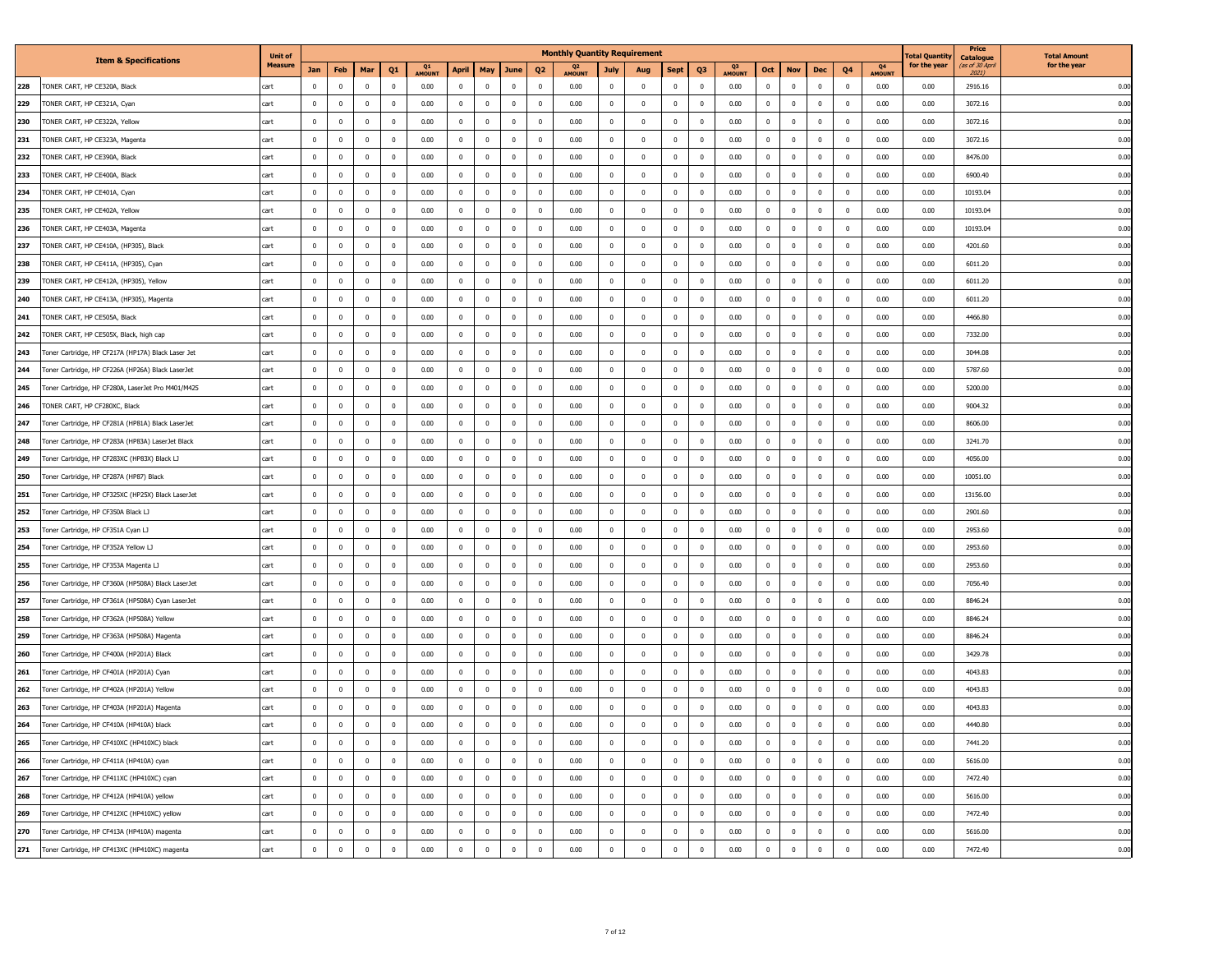| | Item & Specifications | Unit of Measure | Monthly Quantity Requirement | | | | | | | | | | | | | | | | | | | | Total Quantity for the year | Price Catalogue (as of 30 April 2021) | Total Amount for the year |
|---|---|---|---|---|---|---|---|---|---|---|---|---|---|---|---|---|---|---|---|---|---|---|---|---|---|
| | | | Jan | Feb | Mar | Q1 | Q1 AMOUNT | April | May | June | Q2 | Q2 AMOUNT | July | Aug | Sept | Q3 | Q3 AMOUNT | Oct | Nov | Dec | Q4 | Q4 AMOUNT | | | |
| 228 | TONER CART, HP CE320A, Black | cart | 0 | 0 | 0 | 0 | 0.00 | 0 | 0 | 0 | 0 | 0.00 | 0 | 0 | 0 | 0 | 0.00 | 0 | 0 | 0 | 0 | 0.00 | 0.00 | 2916.16 | 0.00 |
| 229 | TONER CART, HP CE321A, Cyan | cart | 0 | 0 | 0 | 0 | 0.00 | 0 | 0 | 0 | 0 | 0.00 | 0 | 0 | 0 | 0 | 0.00 | 0 | 0 | 0 | 0 | 0.00 | 0.00 | 3072.16 | 0.00 |
| 230 | TONER CART, HP CE322A, Yellow | cart | 0 | 0 | 0 | 0 | 0.00 | 0 | 0 | 0 | 0 | 0.00 | 0 | 0 | 0 | 0 | 0.00 | 0 | 0 | 0 | 0 | 0.00 | 0.00 | 3072.16 | 0.00 |
| 231 | TONER CART, HP CE323A, Magenta | cart | 0 | 0 | 0 | 0 | 0.00 | 0 | 0 | 0 | 0 | 0.00 | 0 | 0 | 0 | 0 | 0.00 | 0 | 0 | 0 | 0 | 0.00 | 0.00 | 3072.16 | 0.00 |
| 232 | TONER CART, HP CE390A, Black | cart | 0 | 0 | 0 | 0 | 0.00 | 0 | 0 | 0 | 0 | 0.00 | 0 | 0 | 0 | 0 | 0.00 | 0 | 0 | 0 | 0 | 0.00 | 0.00 | 8476.00 | 0.00 |
| 233 | TONER CART, HP CE400A, Black | cart | 0 | 0 | 0 | 0 | 0.00 | 0 | 0 | 0 | 0 | 0.00 | 0 | 0 | 0 | 0 | 0.00 | 0 | 0 | 0 | 0 | 0.00 | 0.00 | 6900.40 | 0.00 |
| 234 | TONER CART, HP CE401A, Cyan | cart | 0 | 0 | 0 | 0 | 0.00 | 0 | 0 | 0 | 0 | 0.00 | 0 | 0 | 0 | 0 | 0.00 | 0 | 0 | 0 | 0 | 0.00 | 0.00 | 10193.04 | 0.00 |
| 235 | TONER CART, HP CE402A, Yellow | cart | 0 | 0 | 0 | 0 | 0.00 | 0 | 0 | 0 | 0 | 0.00 | 0 | 0 | 0 | 0 | 0.00 | 0 | 0 | 0 | 0 | 0.00 | 0.00 | 10193.04 | 0.00 |
| 236 | TONER CART, HP CE403A, Magenta | cart | 0 | 0 | 0 | 0 | 0.00 | 0 | 0 | 0 | 0 | 0.00 | 0 | 0 | 0 | 0 | 0.00 | 0 | 0 | 0 | 0 | 0.00 | 0.00 | 10193.04 | 0.00 |
| 237 | TONER CART, HP CE410A, (HP305), Black | cart | 0 | 0 | 0 | 0 | 0.00 | 0 | 0 | 0 | 0 | 0.00 | 0 | 0 | 0 | 0 | 0.00 | 0 | 0 | 0 | 0 | 0.00 | 0.00 | 4201.60 | 0.00 |
| 238 | TONER CART, HP CE411A, (HP305), Cyan | cart | 0 | 0 | 0 | 0 | 0.00 | 0 | 0 | 0 | 0 | 0.00 | 0 | 0 | 0 | 0 | 0.00 | 0 | 0 | 0 | 0 | 0.00 | 0.00 | 6011.20 | 0.00 |
| 239 | TONER CART, HP CE412A, (HP305), Yellow | cart | 0 | 0 | 0 | 0 | 0.00 | 0 | 0 | 0 | 0 | 0.00 | 0 | 0 | 0 | 0 | 0.00 | 0 | 0 | 0 | 0 | 0.00 | 0.00 | 6011.20 | 0.00 |
| 240 | TONER CART, HP CE413A, (HP305), Magenta | cart | 0 | 0 | 0 | 0 | 0.00 | 0 | 0 | 0 | 0 | 0.00 | 0 | 0 | 0 | 0 | 0.00 | 0 | 0 | 0 | 0 | 0.00 | 0.00 | 6011.20 | 0.00 |
| 241 | TONER CART, HP CE505A, Black | cart | 0 | 0 | 0 | 0 | 0.00 | 0 | 0 | 0 | 0 | 0.00 | 0 | 0 | 0 | 0 | 0.00 | 0 | 0 | 0 | 0 | 0.00 | 0.00 | 4466.80 | 0.00 |
| 242 | TONER CART, HP CE505X, Black, high cap | cart | 0 | 0 | 0 | 0 | 0.00 | 0 | 0 | 0 | 0 | 0.00 | 0 | 0 | 0 | 0 | 0.00 | 0 | 0 | 0 | 0 | 0.00 | 0.00 | 7332.00 | 0.00 |
| 243 | Toner Cartridge, HP CF217A (HP17A) Black Laser Jet | cart | 0 | 0 | 0 | 0 | 0.00 | 0 | 0 | 0 | 0 | 0.00 | 0 | 0 | 0 | 0 | 0.00 | 0 | 0 | 0 | 0 | 0.00 | 0.00 | 3044.08 | 0.00 |
| 244 | Toner Cartridge, HP CF226A (HP26A) Black LaserJet | cart | 0 | 0 | 0 | 0 | 0.00 | 0 | 0 | 0 | 0 | 0.00 | 0 | 0 | 0 | 0 | 0.00 | 0 | 0 | 0 | 0 | 0.00 | 0.00 | 5787.60 | 0.00 |
| 245 | Toner Cartridge, HP CF280A, LaserJet Pro M401/M425 | cart | 0 | 0 | 0 | 0 | 0.00 | 0 | 0 | 0 | 0 | 0.00 | 0 | 0 | 0 | 0 | 0.00 | 0 | 0 | 0 | 0 | 0.00 | 0.00 | 5200.00 | 0.00 |
| 246 | TONER CART, HP CF280XC, Black | cart | 0 | 0 | 0 | 0 | 0.00 | 0 | 0 | 0 | 0 | 0.00 | 0 | 0 | 0 | 0 | 0.00 | 0 | 0 | 0 | 0 | 0.00 | 0.00 | 9004.32 | 0.00 |
| 247 | Toner Cartridge, HP CF281A (HP81A) Black LaserJet | cart | 0 | 0 | 0 | 0 | 0.00 | 0 | 0 | 0 | 0 | 0.00 | 0 | 0 | 0 | 0 | 0.00 | 0 | 0 | 0 | 0 | 0.00 | 0.00 | 8606.00 | 0.00 |
| 248 | Toner Cartridge, HP CF283A (HP83A) LaserJet Black | cart | 0 | 0 | 0 | 0 | 0.00 | 0 | 0 | 0 | 0 | 0.00 | 0 | 0 | 0 | 0 | 0.00 | 0 | 0 | 0 | 0 | 0.00 | 0.00 | 3241.70 | 0.00 |
| 249 | Toner Cartridge, HP CF283XC (HP83X) Black LJ | cart | 0 | 0 | 0 | 0 | 0.00 | 0 | 0 | 0 | 0 | 0.00 | 0 | 0 | 0 | 0 | 0.00 | 0 | 0 | 0 | 0 | 0.00 | 0.00 | 4056.00 | 0.00 |
| 250 | Toner Cartridge, HP CF287A (HP87) Black | cart | 0 | 0 | 0 | 0 | 0.00 | 0 | 0 | 0 | 0 | 0.00 | 0 | 0 | 0 | 0 | 0.00 | 0 | 0 | 0 | 0 | 0.00 | 0.00 | 10051.00 | 0.00 |
| 251 | Toner Cartridge, HP CF325XC (HP25X) Black LaserJet | cart | 0 | 0 | 0 | 0 | 0.00 | 0 | 0 | 0 | 0 | 0.00 | 0 | 0 | 0 | 0 | 0.00 | 0 | 0 | 0 | 0 | 0.00 | 0.00 | 13156.00 | 0.00 |
| 252 | Toner Cartridge, HP CF350A Black LJ | cart | 0 | 0 | 0 | 0 | 0.00 | 0 | 0 | 0 | 0 | 0.00 | 0 | 0 | 0 | 0 | 0.00 | 0 | 0 | 0 | 0 | 0.00 | 0.00 | 2901.60 | 0.00 |
| 253 | Toner Cartridge, HP CF351A Cyan LJ | cart | 0 | 0 | 0 | 0 | 0.00 | 0 | 0 | 0 | 0 | 0.00 | 0 | 0 | 0 | 0 | 0.00 | 0 | 0 | 0 | 0 | 0.00 | 0.00 | 2953.60 | 0.00 |
| 254 | Toner Cartridge, HP CF352A Yellow LJ | cart | 0 | 0 | 0 | 0 | 0.00 | 0 | 0 | 0 | 0 | 0.00 | 0 | 0 | 0 | 0 | 0.00 | 0 | 0 | 0 | 0 | 0.00 | 0.00 | 2953.60 | 0.00 |
| 255 | Toner Cartridge, HP CF353A Magenta LJ | cart | 0 | 0 | 0 | 0 | 0.00 | 0 | 0 | 0 | 0 | 0.00 | 0 | 0 | 0 | 0 | 0.00 | 0 | 0 | 0 | 0 | 0.00 | 0.00 | 2953.60 | 0.00 |
| 256 | Toner Cartridge, HP CF360A (HP508A) Black LaserJet | cart | 0 | 0 | 0 | 0 | 0.00 | 0 | 0 | 0 | 0 | 0.00 | 0 | 0 | 0 | 0 | 0.00 | 0 | 0 | 0 | 0 | 0.00 | 0.00 | 7056.40 | 0.00 |
| 257 | Toner Cartridge, HP CF361A (HP508A) Cyan LaserJet | cart | 0 | 0 | 0 | 0 | 0.00 | 0 | 0 | 0 | 0 | 0.00 | 0 | 0 | 0 | 0 | 0.00 | 0 | 0 | 0 | 0 | 0.00 | 0.00 | 8846.24 | 0.00 |
| 258 | Toner Cartridge, HP CF362A (HP508A) Yellow | cart | 0 | 0 | 0 | 0 | 0.00 | 0 | 0 | 0 | 0 | 0.00 | 0 | 0 | 0 | 0 | 0.00 | 0 | 0 | 0 | 0 | 0.00 | 0.00 | 8846.24 | 0.00 |
| 259 | Toner Cartridge, HP CF363A (HP508A) Magenta | cart | 0 | 0 | 0 | 0 | 0.00 | 0 | 0 | 0 | 0 | 0.00 | 0 | 0 | 0 | 0 | 0.00 | 0 | 0 | 0 | 0 | 0.00 | 0.00 | 8846.24 | 0.00 |
| 260 | Toner Cartridge, HP CF400A (HP201A) Black | cart | 0 | 0 | 0 | 0 | 0.00 | 0 | 0 | 0 | 0 | 0.00 | 0 | 0 | 0 | 0 | 0.00 | 0 | 0 | 0 | 0 | 0.00 | 0.00 | 3429.78 | 0.00 |
| 261 | Toner Cartridge, HP CF401A (HP201A) Cyan | cart | 0 | 0 | 0 | 0 | 0.00 | 0 | 0 | 0 | 0 | 0.00 | 0 | 0 | 0 | 0 | 0.00 | 0 | 0 | 0 | 0 | 0.00 | 0.00 | 4043.83 | 0.00 |
| 262 | Toner Cartridge, HP CF402A (HP201A) Yellow | cart | 0 | 0 | 0 | 0 | 0.00 | 0 | 0 | 0 | 0 | 0.00 | 0 | 0 | 0 | 0 | 0.00 | 0 | 0 | 0 | 0 | 0.00 | 0.00 | 4043.83 | 0.00 |
| 263 | Toner Cartridge, HP CF403A (HP201A) Magenta | cart | 0 | 0 | 0 | 0 | 0.00 | 0 | 0 | 0 | 0 | 0.00 | 0 | 0 | 0 | 0 | 0.00 | 0 | 0 | 0 | 0 | 0.00 | 0.00 | 4043.83 | 0.00 |
| 264 | Toner Cartridge, HP CF410A (HP410A) black | cart | 0 | 0 | 0 | 0 | 0.00 | 0 | 0 | 0 | 0 | 0.00 | 0 | 0 | 0 | 0 | 0.00 | 0 | 0 | 0 | 0 | 0.00 | 0.00 | 4440.80 | 0.00 |
| 265 | Toner Cartridge, HP CF410XC (HP410XC) black | cart | 0 | 0 | 0 | 0 | 0.00 | 0 | 0 | 0 | 0 | 0.00 | 0 | 0 | 0 | 0 | 0.00 | 0 | 0 | 0 | 0 | 0.00 | 0.00 | 7441.20 | 0.00 |
| 266 | Toner Cartridge, HP CF411A (HP410A) cyan | cart | 0 | 0 | 0 | 0 | 0.00 | 0 | 0 | 0 | 0 | 0.00 | 0 | 0 | 0 | 0 | 0.00 | 0 | 0 | 0 | 0 | 0.00 | 0.00 | 5616.00 | 0.00 |
| 267 | Toner Cartridge, HP CF411XC (HP410XC) cyan | cart | 0 | 0 | 0 | 0 | 0.00 | 0 | 0 | 0 | 0 | 0.00 | 0 | 0 | 0 | 0 | 0.00 | 0 | 0 | 0 | 0 | 0.00 | 0.00 | 7472.40 | 0.00 |
| 268 | Toner Cartridge, HP CF412A (HP410A) yellow | cart | 0 | 0 | 0 | 0 | 0.00 | 0 | 0 | 0 | 0 | 0.00 | 0 | 0 | 0 | 0 | 0.00 | 0 | 0 | 0 | 0 | 0.00 | 0.00 | 5616.00 | 0.00 |
| 269 | Toner Cartridge, HP CF412XC (HP410XC) yellow | cart | 0 | 0 | 0 | 0 | 0.00 | 0 | 0 | 0 | 0 | 0.00 | 0 | 0 | 0 | 0 | 0.00 | 0 | 0 | 0 | 0 | 0.00 | 0.00 | 7472.40 | 0.00 |
| 270 | Toner Cartridge, HP CF413A (HP410A) magenta | cart | 0 | 0 | 0 | 0 | 0.00 | 0 | 0 | 0 | 0 | 0.00 | 0 | 0 | 0 | 0 | 0.00 | 0 | 0 | 0 | 0 | 0.00 | 0.00 | 5616.00 | 0.00 |
| 271 | Toner Cartridge, HP CF413XC (HP410XC) magenta | cart | 0 | 0 | 0 | 0 | 0.00 | 0 | 0 | 0 | 0 | 0.00 | 0 | 0 | 0 | 0 | 0.00 | 0 | 0 | 0 | 0 | 0.00 | 0.00 | 7472.40 | 0.00 |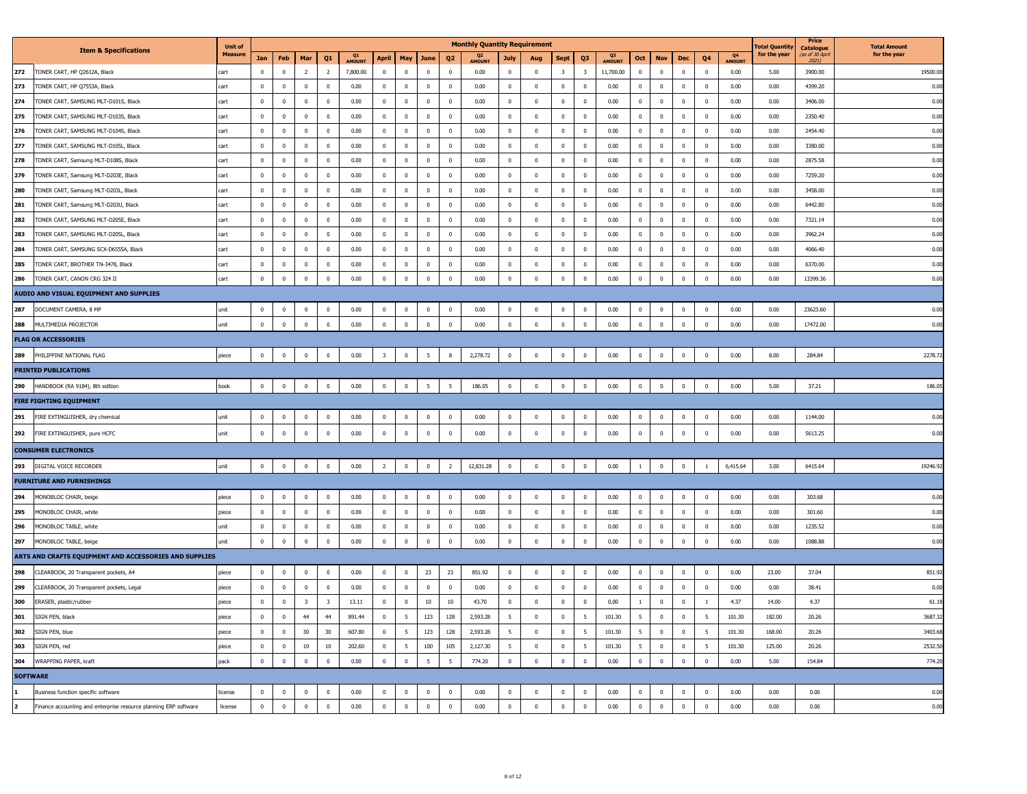| | Item & Specifications | Unit of Measure | Monthly Quantity Requirement | | | | | | | | | | | | | | | | | | | | Total Quantity for the year | Price Catalogue (as of 30 April 2021) | Total Amount for the year |
|---|---|---|---|---|---|---|---|---|---|---|---|---|---|---|---|---|---|---|---|---|---|---|---|---|---|
| | | | Jan | Feb | Mar | Q1 | Q1 AMOUNT | April | May | June | Q2 | Q2 AMOUNT | July | Aug | Sept | Q3 | Q3 AMOUNT | Oct | Nov | Dec | Q4 | Q4 AMOUNT | | | |
| 272 | TONER CART, HP Q2612A, Black | cart | 0 | 0 | 2 | 2 | 7,800.00 | 0 | 0 | 0 | 0 | 0.00 | 0 | 0 | 3 | 3 | 11,700.00 | 0 | 0 | 0 | 0 | 0.00 | 5.00 | 3900.00 | 19500.00 |
| 273 | TONER CART, HP Q7553A, Black | cart | 0 | 0 | 0 | 0 | 0.00 | 0 | 0 | 0 | 0 | 0.00 | 0 | 0 | 0 | 0 | 0.00 | 0 | 0 | 0 | 0 | 0.00 | 0.00 | 4399.20 | 0.00 |
| 274 | TONER CART, SAMSUNG MLT-D101S, Black | cart | 0 | 0 | 0 | 0 | 0.00 | 0 | 0 | 0 | 0 | 0.00 | 0 | 0 | 0 | 0 | 0.00 | 0 | 0 | 0 | 0 | 0.00 | 0.00 | 3406.00 | 0.00 |
| 275 | TONER CART, SAMSUNG MLT-D103S, Black | cart | 0 | 0 | 0 | 0 | 0.00 | 0 | 0 | 0 | 0 | 0.00 | 0 | 0 | 0 | 0 | 0.00 | 0 | 0 | 0 | 0 | 0.00 | 0.00 | 2350.40 | 0.00 |
| 276 | TONER CART, SAMSUNG MLT-D104S, Black | cart | 0 | 0 | 0 | 0 | 0.00 | 0 | 0 | 0 | 0 | 0.00 | 0 | 0 | 0 | 0 | 0.00 | 0 | 0 | 0 | 0 | 0.00 | 0.00 | 2454.40 | 0.00 |
| 277 | TONER CART, SAMSUNG MLT-D105L, Black | cart | 0 | 0 | 0 | 0 | 0.00 | 0 | 0 | 0 | 0 | 0.00 | 0 | 0 | 0 | 0 | 0.00 | 0 | 0 | 0 | 0 | 0.00 | 0.00 | 3380.00 | 0.00 |
| 278 | TONER CART, Samsung MLT-D108S, Black | cart | 0 | 0 | 0 | 0 | 0.00 | 0 | 0 | 0 | 0 | 0.00 | 0 | 0 | 0 | 0 | 0.00 | 0 | 0 | 0 | 0 | 0.00 | 0.00 | 2875.58 | 0.00 |
| 279 | TONER CART, Samsung MLT-D203E, Black | cart | 0 | 0 | 0 | 0 | 0.00 | 0 | 0 | 0 | 0 | 0.00 | 0 | 0 | 0 | 0 | 0.00 | 0 | 0 | 0 | 0 | 0.00 | 0.00 | 7259.20 | 0.00 |
| 280 | TONER CART, Samsung MLT-D203L, Black | cart | 0 | 0 | 0 | 0 | 0.00 | 0 | 0 | 0 | 0 | 0.00 | 0 | 0 | 0 | 0 | 0.00 | 0 | 0 | 0 | 0 | 0.00 | 0.00 | 3458.00 | 0.00 |
| 281 | TONER CART, Samsung MLT-D203U, Black | cart | 0 | 0 | 0 | 0 | 0.00 | 0 | 0 | 0 | 0 | 0.00 | 0 | 0 | 0 | 0 | 0.00 | 0 | 0 | 0 | 0 | 0.00 | 0.00 | 6442.80 | 0.00 |
| 282 | TONER CART, SAMSUNG MLT-D205E, Black | cart | 0 | 0 | 0 | 0 | 0.00 | 0 | 0 | 0 | 0 | 0.00 | 0 | 0 | 0 | 0 | 0.00 | 0 | 0 | 0 | 0 | 0.00 | 0.00 | 7321.14 | 0.00 |
| 283 | TONER CART, SAMSUNG MLT-D205L, Black | cart | 0 | 0 | 0 | 0 | 0.00 | 0 | 0 | 0 | 0 | 0.00 | 0 | 0 | 0 | 0 | 0.00 | 0 | 0 | 0 | 0 | 0.00 | 0.00 | 3962.24 | 0.00 |
| 284 | TONER CART, SAMSUNG SCX-D6555A, Black | cart | 0 | 0 | 0 | 0 | 0.00 | 0 | 0 | 0 | 0 | 0.00 | 0 | 0 | 0 | 0 | 0.00 | 0 | 0 | 0 | 0 | 0.00 | 0.00 | 4066.40 | 0.00 |
| 285 | TONER CART, BROTHER TN-3478, Black | cart | 0 | 0 | 0 | 0 | 0.00 | 0 | 0 | 0 | 0 | 0.00 | 0 | 0 | 0 | 0 | 0.00 | 0 | 0 | 0 | 0 | 0.00 | 0.00 | 6370.00 | 0.00 |
| 286 | TONER CART, CANON CRG 324 II | cart | 0 | 0 | 0 | 0 | 0.00 | 0 | 0 | 0 | 0 | 0.00 | 0 | 0 | 0 | 0 | 0.00 | 0 | 0 | 0 | 0 | 0.00 | 0.00 | 13399.36 | 0.00 |
| **AUDIO AND VISUAL EQUIPMENT AND SUPPLIES** | | | | | | | | | | | | | | | | | | | | | | | | | |
| 287 | DOCUMENT CAMERA, 8 MP | unit | 0 | 0 | 0 | 0 | 0.00 | 0 | 0 | 0 | 0 | 0.00 | 0 | 0 | 0 | 0 | 0.00 | 0 | 0 | 0 | 0 | 0.00 | 0.00 | 23623.60 | 0.00 |
| 288 | MULTIMEDIA PROJECTOR | unit | 0 | 0 | 0 | 0 | 0.00 | 0 | 0 | 0 | 0 | 0.00 | 0 | 0 | 0 | 0 | 0.00 | 0 | 0 | 0 | 0 | 0.00 | 0.00 | 17472.00 | 0.00 |
| **FLAG OR ACCESSORIES** | | | | | | | | | | | | | | | | | | | | | | | | | |
| 289 | PHILIPPINE NATIONAL FLAG | piece | 0 | 0 | 0 | 0 | 0.00 | 3 | 0 | 5 | 8 | 2,278.72 | 0 | 0 | 0 | 0 | 0.00 | 0 | 0 | 0 | 0 | 0.00 | 8.00 | 284.84 | 2278.72 |
| **PRINTED PUBLICATIONS** | | | | | | | | | | | | | | | | | | | | | | | | | |
| 290 | HANDBOOK (RA 9184), 8th edition | book | 0 | 0 | 0 | 0 | 0.00 | 0 | 0 | 5 | 5 | 186.05 | 0 | 0 | 0 | 0 | 0.00 | 0 | 0 | 0 | 0 | 0.00 | 5.00 | 37.21 | 186.05 |
| **FIRE FIGHTING EQUIPMENT** | | | | | | | | | | | | | | | | | | | | | | | | | |
| 291 | FIRE EXTINGUISHER, dry chemical | unit | 0 | 0 | 0 | 0 | 0.00 | 0 | 0 | 0 | 0 | 0.00 | 0 | 0 | 0 | 0 | 0.00 | 0 | 0 | 0 | 0 | 0.00 | 0.00 | 1144.00 | 0.00 |
| 292 | FIRE EXTINGUISHER, pure HCFC | unit | 0 | 0 | 0 | 0 | 0.00 | 0 | 0 | 0 | 0 | 0.00 | 0 | 0 | 0 | 0 | 0.00 | 0 | 0 | 0 | 0 | 0.00 | 0.00 | 5613.25 | 0.00 |
| **CONSUMER ELECTRONICS** | | | | | | | | | | | | | | | | | | | | | | | | | |
| 293 | DIGITAL VOICE RECORDER | unit | 0 | 0 | 0 | 0 | 0.00 | 2 | 0 | 0 | 2 | 12,831.28 | 0 | 0 | 0 | 0 | 0.00 | 1 | 0 | 0 | 1 | 6,415.64 | 3.00 | 6415.64 | 19246.92 |
| **FURNITURE AND FURNISHINGS** | | | | | | | | | | | | | | | | | | | | | | | | | |
| 294 | MONOBLOC CHAIR, beige | piece | 0 | 0 | 0 | 0 | 0.00 | 0 | 0 | 0 | 0 | 0.00 | 0 | 0 | 0 | 0 | 0.00 | 0 | 0 | 0 | 0 | 0.00 | 0.00 | 303.68 | 0.00 |
| 295 | MONOBLOC CHAIR, white | piece | 0 | 0 | 0 | 0 | 0.00 | 0 | 0 | 0 | 0 | 0.00 | 0 | 0 | 0 | 0 | 0.00 | 0 | 0 | 0 | 0 | 0.00 | 0.00 | 301.60 | 0.00 |
| 296 | MONOBLOC TABLE, white | unit | 0 | 0 | 0 | 0 | 0.00 | 0 | 0 | 0 | 0 | 0.00 | 0 | 0 | 0 | 0 | 0.00 | 0 | 0 | 0 | 0 | 0.00 | 0.00 | 1235.52 | 0.00 |
| 297 | MONOBLOC TABLE, beige | unit | 0 | 0 | 0 | 0 | 0.00 | 0 | 0 | 0 | 0 | 0.00 | 0 | 0 | 0 | 0 | 0.00 | 0 | 0 | 0 | 0 | 0.00 | 0.00 | 1088.88 | 0.00 |
| **ARTS AND CRAFTS EQUIPMENT AND ACCESSORIES AND SUPPLIES** | | | | | | | | | | | | | | | | | | | | | | | | | |
| 298 | CLEARBOOK, 20 Transparent pockets, A4 | piece | 0 | 0 | 0 | 0 | 0.00 | 0 | 0 | 23 | 23 | 851.92 | 0 | 0 | 0 | 0 | 0.00 | 0 | 0 | 0 | 0 | 0.00 | 23.00 | 37.04 | 851.92 |
| 299 | CLEARBOOK, 20 Transparent pockets, Legal | piece | 0 | 0 | 0 | 0 | 0.00 | 0 | 0 | 0 | 0 | 0.00 | 0 | 0 | 0 | 0 | 0.00 | 0 | 0 | 0 | 0 | 0.00 | 0.00 | 38.41 | 0.00 |
| 300 | ERASER, plastic/rubber | piece | 0 | 0 | 3 | 3 | 13.11 | 0 | 0 | 10 | 10 | 43.70 | 0 | 0 | 0 | 0 | 0.00 | 1 | 0 | 0 | 1 | 4.37 | 14.00 | 4.37 | 61.18 |
| 301 | SIGN PEN, black | piece | 0 | 0 | 44 | 44 | 891.44 | 0 | 5 | 123 | 128 | 2,593.28 | 5 | 0 | 0 | 5 | 101.30 | 5 | 0 | 0 | 5 | 101.30 | 182.00 | 20.26 | 3687.32 |
| 302 | SIGN PEN, blue | piece | 0 | 0 | 30 | 30 | 607.80 | 0 | 5 | 123 | 128 | 2,593.28 | 5 | 0 | 0 | 5 | 101.30 | 5 | 0 | 0 | 5 | 101.30 | 168.00 | 20.26 | 3403.68 |
| 303 | SIGN PEN, red | piece | 0 | 0 | 10 | 10 | 202.60 | 0 | 5 | 100 | 105 | 2,127.30 | 5 | 0 | 0 | 5 | 101.30 | 5 | 0 | 0 | 5 | 101.30 | 125.00 | 20.26 | 2532.50 |
| 304 | WRAPPING PAPER, kraft | pack | 0 | 0 | 0 | 0 | 0.00 | 0 | 0 | 5 | 5 | 774.20 | 0 | 0 | 0 | 0 | 0.00 | 0 | 0 | 0 | 0 | 0.00 | 5.00 | 154.84 | 774.20 |
| **SOFTWARE** | | | | | | | | | | | | | | | | | | | | | | | | | |
| 1 | Business function specific software | license | 0 | 0 | 0 | 0 | 0.00 | 0 | 0 | 0 | 0 | 0.00 | 0 | 0 | 0 | 0 | 0.00 | 0 | 0 | 0 | 0 | 0.00 | 0.00 | 0.00 | 0.00 |
| 2 | Finance accounting and enterprise resource planning ERP software | license | 0 | 0 | 0 | 0 | 0.00 | 0 | 0 | 0 | 0 | 0.00 | 0 | 0 | 0 | 0 | 0.00 | 0 | 0 | 0 | 0 | 0.00 | 0.00 | 0.00 | 0.00 |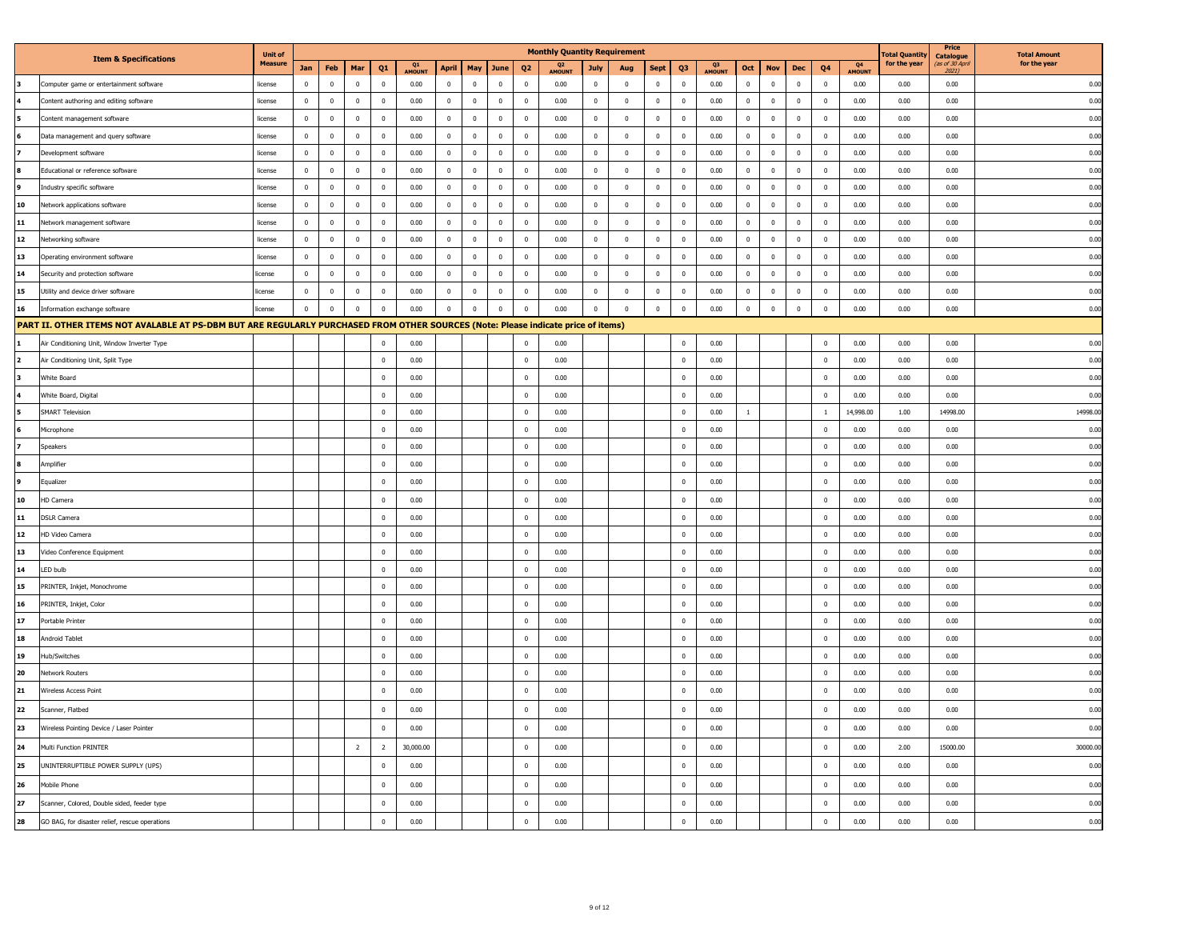| | Item & Specifications | Unit of Measure | Monthly Quantity Requirement | | | | | | | | | | | | | | | | | | | | Total Quantity for the year | Price Catalogue (as of 30 April 2021) | Total Amount for the year |
|---|---|---|---|---|---|---|---|---|---|---|---|---|---|---|---|---|---|---|---|---|---|---|---|---|---|
| | | | Jan | Feb | Mar | Q1 | Q1 AMOUNT | April | May | June | Q2 | Q2 AMOUNT | July | Aug | Sept | Q3 | Q3 AMOUNT | Oct | Nov | Dec | Q4 | Q4 AMOUNT | | | |
| 3 | Computer game or entertainment software | license | 0 | 0 | 0 | 0 | 0.00 | 0 | 0 | 0 | 0 | 0.00 | 0 | 0 | 0 | 0 | 0.00 | 0 | 0 | 0 | 0 | 0.00 | 0.00 | 0.00 | 0.00 |
| 4 | Content authoring and editing software | license | 0 | 0 | 0 | 0 | 0.00 | 0 | 0 | 0 | 0 | 0.00 | 0 | 0 | 0 | 0 | 0.00 | 0 | 0 | 0 | 0 | 0.00 | 0.00 | 0.00 | 0.00 |
| 5 | Content management software | license | 0 | 0 | 0 | 0 | 0.00 | 0 | 0 | 0 | 0 | 0.00 | 0 | 0 | 0 | 0 | 0.00 | 0 | 0 | 0 | 0 | 0.00 | 0.00 | 0.00 | 0.00 |
| 6 | Data management and query software | license | 0 | 0 | 0 | 0 | 0.00 | 0 | 0 | 0 | 0 | 0.00 | 0 | 0 | 0 | 0 | 0.00 | 0 | 0 | 0 | 0 | 0.00 | 0.00 | 0.00 | 0.00 |
| 7 | Development software | license | 0 | 0 | 0 | 0 | 0.00 | 0 | 0 | 0 | 0 | 0.00 | 0 | 0 | 0 | 0 | 0.00 | 0 | 0 | 0 | 0 | 0.00 | 0.00 | 0.00 | 0.00 |
| 8 | Educational or reference software | license | 0 | 0 | 0 | 0 | 0.00 | 0 | 0 | 0 | 0 | 0.00 | 0 | 0 | 0 | 0 | 0.00 | 0 | 0 | 0 | 0 | 0.00 | 0.00 | 0.00 | 0.00 |
| 9 | Industry specific software | license | 0 | 0 | 0 | 0 | 0.00 | 0 | 0 | 0 | 0 | 0.00 | 0 | 0 | 0 | 0 | 0.00 | 0 | 0 | 0 | 0 | 0.00 | 0.00 | 0.00 | 0.00 |
| 10 | Network applications software | license | 0 | 0 | 0 | 0 | 0.00 | 0 | 0 | 0 | 0 | 0.00 | 0 | 0 | 0 | 0 | 0.00 | 0 | 0 | 0 | 0 | 0.00 | 0.00 | 0.00 | 0.00 |
| 11 | Network management software | license | 0 | 0 | 0 | 0 | 0.00 | 0 | 0 | 0 | 0 | 0.00 | 0 | 0 | 0 | 0 | 0.00 | 0 | 0 | 0 | 0 | 0.00 | 0.00 | 0.00 | 0.00 |
| 12 | Networking software | license | 0 | 0 | 0 | 0 | 0.00 | 0 | 0 | 0 | 0 | 0.00 | 0 | 0 | 0 | 0 | 0.00 | 0 | 0 | 0 | 0 | 0.00 | 0.00 | 0.00 | 0.00 |
| 13 | Operating environment software | license | 0 | 0 | 0 | 0 | 0.00 | 0 | 0 | 0 | 0 | 0.00 | 0 | 0 | 0 | 0 | 0.00 | 0 | 0 | 0 | 0 | 0.00 | 0.00 | 0.00 | 0.00 |
| 14 | Security and protection software | license | 0 | 0 | 0 | 0 | 0.00 | 0 | 0 | 0 | 0 | 0.00 | 0 | 0 | 0 | 0 | 0.00 | 0 | 0 | 0 | 0 | 0.00 | 0.00 | 0.00 | 0.00 |
| 15 | Utility and device driver software | license | 0 | 0 | 0 | 0 | 0.00 | 0 | 0 | 0 | 0 | 0.00 | 0 | 0 | 0 | 0 | 0.00 | 0 | 0 | 0 | 0 | 0.00 | 0.00 | 0.00 | 0.00 |
| 16 | Information exchange software | license | 0 | 0 | 0 | 0 | 0.00 | 0 | 0 | 0 | 0 | 0.00 | 0 | 0 | 0 | 0 | 0.00 | 0 | 0 | 0 | 0 | 0.00 | 0.00 | 0.00 | 0.00 |
| **PART II. OTHER ITEMS NOT AVALABLE AT PS-DBM BUT ARE REGULARLY PURCHASED FROM OTHER SOURCES (Note: Please indicate price of items)** | | | | | | | | | | | | | | | | | | | | | | | | | |
| 1 | Air Conditioning Unit, Window Inverter Type | | | | | 0 | 0.00 | | | | 0 | 0.00 | | | | 0 | 0.00 | | | | 0 | 0.00 | 0.00 | 0.00 | 0.00 |
| 2 | Air Conditioning Unit, Split Type | | | | | 0 | 0.00 | | | | 0 | 0.00 | | | | 0 | 0.00 | | | | 0 | 0.00 | 0.00 | 0.00 | 0.00 |
| 3 | White Board | | | | | 0 | 0.00 | | | | 0 | 0.00 | | | | 0 | 0.00 | | | | 0 | 0.00 | 0.00 | 0.00 | 0.00 |
| 4 | White Board, Digital | | | | | 0 | 0.00 | | | | 0 | 0.00 | | | | 0 | 0.00 | | | | 0 | 0.00 | 0.00 | 0.00 | 0.00 |
| 5 | SMART Television | | | | | 0 | 0.00 | | | | 0 | 0.00 | | | | 0 | 0.00 | 1 | | | 1 | 14,998.00 | 1.00 | 14998.00 | 14998.00 |
| 6 | Microphone | | | | | 0 | 0.00 | | | | 0 | 0.00 | | | | 0 | 0.00 | | | | 0 | 0.00 | 0.00 | 0.00 | 0.00 |
| 7 | Speakers | | | | | 0 | 0.00 | | | | 0 | 0.00 | | | | 0 | 0.00 | | | | 0 | 0.00 | 0.00 | 0.00 | 0.00 |
| 8 | Amplifier | | | | | 0 | 0.00 | | | | 0 | 0.00 | | | | 0 | 0.00 | | | | 0 | 0.00 | 0.00 | 0.00 | 0.00 |
| 9 | Equalizer | | | | | 0 | 0.00 | | | | 0 | 0.00 | | | | 0 | 0.00 | | | | 0 | 0.00 | 0.00 | 0.00 | 0.00 |
| 10 | HD Camera | | | | | 0 | 0.00 | | | | 0 | 0.00 | | | | 0 | 0.00 | | | | 0 | 0.00 | 0.00 | 0.00 | 0.00 |
| 11 | DSLR Camera | | | | | 0 | 0.00 | | | | 0 | 0.00 | | | | 0 | 0.00 | | | | 0 | 0.00 | 0.00 | 0.00 | 0.00 |
| 12 | HD Video Camera | | | | | 0 | 0.00 | | | | 0 | 0.00 | | | | 0 | 0.00 | | | | 0 | 0.00 | 0.00 | 0.00 | 0.00 |
| 13 | Video Conference Equipment | | | | | 0 | 0.00 | | | | 0 | 0.00 | | | | 0 | 0.00 | | | | 0 | 0.00 | 0.00 | 0.00 | 0.00 |
| 14 | LED bulb | | | | | 0 | 0.00 | | | | 0 | 0.00 | | | | 0 | 0.00 | | | | 0 | 0.00 | 0.00 | 0.00 | 0.00 |
| 15 | PRINTER, Inkjet, Monochrome | | | | | 0 | 0.00 | | | | 0 | 0.00 | | | | 0 | 0.00 | | | | 0 | 0.00 | 0.00 | 0.00 | 0.00 |
| 16 | PRINTER, Inkjet, Color | | | | | 0 | 0.00 | | | | 0 | 0.00 | | | | 0 | 0.00 | | | | 0 | 0.00 | 0.00 | 0.00 | 0.00 |
| 17 | Portable Printer | | | | | 0 | 0.00 | | | | 0 | 0.00 | | | | 0 | 0.00 | | | | 0 | 0.00 | 0.00 | 0.00 | 0.00 |
| 18 | Android Tablet | | | | | 0 | 0.00 | | | | 0 | 0.00 | | | | 0 | 0.00 | | | | 0 | 0.00 | 0.00 | 0.00 | 0.00 |
| 19 | Hub/Switches | | | | | 0 | 0.00 | | | | 0 | 0.00 | | | | 0 | 0.00 | | | | 0 | 0.00 | 0.00 | 0.00 | 0.00 |
| 20 | Network Routers | | | | | 0 | 0.00 | | | | 0 | 0.00 | | | | 0 | 0.00 | | | | 0 | 0.00 | 0.00 | 0.00 | 0.00 |
| 21 | Wireless Access Point | | | | | 0 | 0.00 | | | | 0 | 0.00 | | | | 0 | 0.00 | | | | 0 | 0.00 | 0.00 | 0.00 | 0.00 |
| 22 | Scanner, Flatbed | | | | | 0 | 0.00 | | | | 0 | 0.00 | | | | 0 | 0.00 | | | | 0 | 0.00 | 0.00 | 0.00 | 0.00 |
| 23 | Wireless Pointing Device / Laser Pointer | | | | | 0 | 0.00 | | | | 0 | 0.00 | | | | 0 | 0.00 | | | | 0 | 0.00 | 0.00 | 0.00 | 0.00 |
| 24 | Multi Function PRINTER | | | | 2 | 2 | 30,000.00 | | | | 0 | 0.00 | | | | 0 | 0.00 | | | | 0 | 0.00 | 2.00 | 15000.00 | 30000.00 |
| 25 | UNINTERRUPTIBLE POWER SUPPLY (UPS) | | | | | 0 | 0.00 | | | | 0 | 0.00 | | | | 0 | 0.00 | | | | 0 | 0.00 | 0.00 | 0.00 | 0.00 |
| 26 | Mobile Phone | | | | | 0 | 0.00 | | | | 0 | 0.00 | | | | 0 | 0.00 | | | | 0 | 0.00 | 0.00 | 0.00 | 0.00 |
| 27 | Scanner, Colored, Double sided, feeder type | | | | | 0 | 0.00 | | | | 0 | 0.00 | | | | 0 | 0.00 | | | | 0 | 0.00 | 0.00 | 0.00 | 0.00 |
| 28 | GO BAG, for disaster relief, rescue operations | | | | | 0 | 0.00 | | | | 0 | 0.00 | | | | 0 | 0.00 | | | | 0 | 0.00 | 0.00 | 0.00 | 0.00 |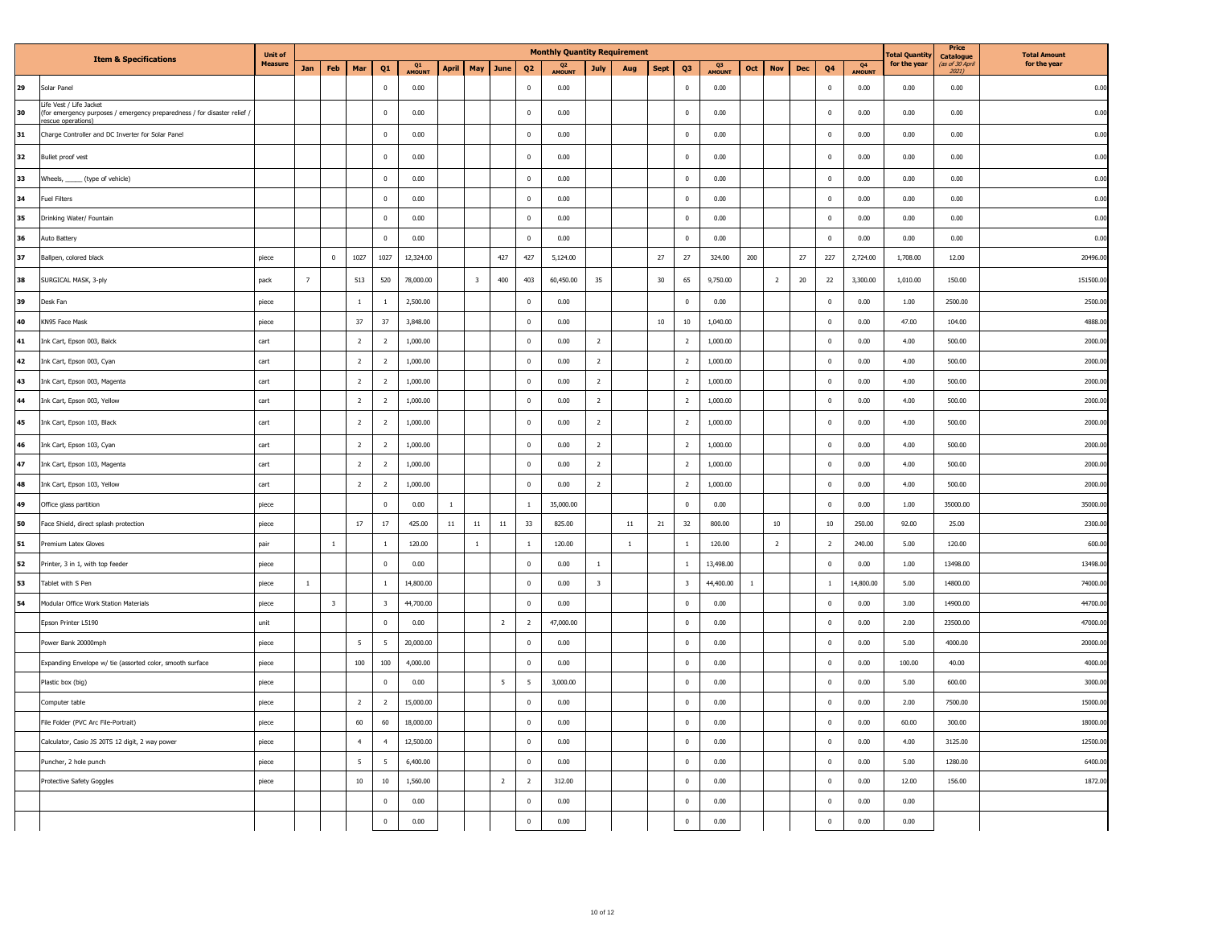| | Item & Specifications | Unit of Measure | Monthly Quantity Requirement | | | | | | | | | | | | | | | | | | | | Total Quantity for the year | Price Catalogue (as of 30 April 2021) | Total Amount for the year |
|---|---|---|---|---|---|---|---|---|---|---|---|---|---|---|---|---|---|---|---|---|---|---|---|---|---|
| | | | Jan | Feb | Mar | Q1 | Q1 AMOUNT | April | May | June | Q2 | Q2 AMOUNT | July | Aug | Sept | Q3 | Q3 AMOUNT | Oct | Nov | Dec | Q4 | Q4 AMOUNT | | | |
| 29 | Solar Panel | | | | | 0 | 0.00 | | | | 0 | 0.00 | | | | 0 | 0.00 | | | | 0 | 0.00 | 0.00 | 0.00 | 0.00 |
| 30 | Life Vest / Life Jacket (for emergency purposes / emergency preparedness / for disaster relief / rescue operations) | | | | | 0 | 0.00 | | | | 0 | 0.00 | | | | 0 | 0.00 | | | | 0 | 0.00 | 0.00 | 0.00 | 0.00 |
| 31 | Charge Controller and DC Inverter for Solar Panel | | | | | 0 | 0.00 | | | | 0 | 0.00 | | | | 0 | 0.00 | | | | 0 | 0.00 | 0.00 | 0.00 | 0.00 |
| 32 | Bullet proof vest | | | | | 0 | 0.00 | | | | 0 | 0.00 | | | | 0 | 0.00 | | | | 0 | 0.00 | 0.00 | 0.00 | 0.00 |
| 33 | Wheels, _____ (type of vehicle) | | | | | 0 | 0.00 | | | | 0 | 0.00 | | | | 0 | 0.00 | | | | 0 | 0.00 | 0.00 | 0.00 | 0.00 |
| 34 | Fuel Filters | | | | | 0 | 0.00 | | | | 0 | 0.00 | | | | 0 | 0.00 | | | | 0 | 0.00 | 0.00 | 0.00 | 0.00 |
| 35 | Drinking Water/ Fountain | | | | | 0 | 0.00 | | | | 0 | 0.00 | | | | 0 | 0.00 | | | | 0 | 0.00 | 0.00 | 0.00 | 0.00 |
| 36 | Auto Battery | | | | | 0 | 0.00 | | | | 0 | 0.00 | | | | 0 | 0.00 | | | | 0 | 0.00 | 0.00 | 0.00 | 0.00 |
| 37 | Ballpen, colored black | piece | | 0 | 1027 | 1027 | 12,324.00 | | | 427 | 427 | 5,124.00 | | | 27 | 27 | 324.00 | 200 | | 27 | 227 | 2,724.00 | 1,708.00 | 12.00 | 20496.00 |
| 38 | SURGICAL MASK, 3-ply | pack | 7 | | 513 | 520 | 78,000.00 | | 3 | 400 | 403 | 60,450.00 | 35 | | 30 | 65 | 9,750.00 | | 2 | 20 | 22 | 3,300.00 | 1,010.00 | 150.00 | 151500.00 |
| 39 | Desk Fan | piece | | | 1 | 1 | 2,500.00 | | | | 0 | 0.00 | | | | 0 | 0.00 | | | | 0 | 0.00 | 1.00 | 2500.00 | 2500.00 |
| 40 | KN95 Face Mask | piece | | | 37 | 37 | 3,848.00 | | | | 0 | 0.00 | | | 10 | 10 | 1,040.00 | | | | 0 | 0.00 | 47.00 | 104.00 | 4888.00 |
| 41 | Ink Cart, Epson 003, Balck | cart | | | 2 | 2 | 1,000.00 | | | | 0 | 0.00 | 2 | | | 2 | 1,000.00 | | | | 0 | 0.00 | 4.00 | 500.00 | 2000.00 |
| 42 | Ink Cart, Epson 003, Cyan | cart | | | 2 | 2 | 1,000.00 | | | | 0 | 0.00 | 2 | | | 2 | 1,000.00 | | | | 0 | 0.00 | 4.00 | 500.00 | 2000.00 |
| 43 | Ink Cart, Epson 003, Magenta | cart | | | 2 | 2 | 1,000.00 | | | | 0 | 0.00 | 2 | | | 2 | 1,000.00 | | | | 0 | 0.00 | 4.00 | 500.00 | 2000.00 |
| 44 | Ink Cart, Epson 003, Yellow | cart | | | 2 | 2 | 1,000.00 | | | | 0 | 0.00 | 2 | | | 2 | 1,000.00 | | | | 0 | 0.00 | 4.00 | 500.00 | 2000.00 |
| 45 | Ink Cart, Epson 103, Black | cart | | | 2 | 2 | 1,000.00 | | | | 0 | 0.00 | 2 | | | 2 | 1,000.00 | | | | 0 | 0.00 | 4.00 | 500.00 | 2000.00 |
| 46 | Ink Cart, Epson 103, Cyan | cart | | | 2 | 2 | 1,000.00 | | | | 0 | 0.00 | 2 | | | 2 | 1,000.00 | | | | 0 | 0.00 | 4.00 | 500.00 | 2000.00 |
| 47 | Ink Cart, Epson 103, Magenta | cart | | | 2 | 2 | 1,000.00 | | | | 0 | 0.00 | 2 | | | 2 | 1,000.00 | | | | 0 | 0.00 | 4.00 | 500.00 | 2000.00 |
| 48 | Ink Cart, Epson 103, Yellow | cart | | | 2 | 2 | 1,000.00 | | | | 0 | 0.00 | 2 | | | 2 | 1,000.00 | | | | 0 | 0.00 | 4.00 | 500.00 | 2000.00 |
| 49 | Office glass partition | piece | | | | 0 | 0.00 | 1 | | | 1 | 35,000.00 | | | | 0 | 0.00 | | | | 0 | 0.00 | 1.00 | 35000.00 | 35000.00 |
| 50 | Face Shield, direct splash protection | piece | | | 17 | 17 | 425.00 | 11 | 11 | 11 | 33 | 825.00 | | 11 | 21 | 32 | 800.00 | | 10 | | 10 | 250.00 | 92.00 | 25.00 | 2300.00 |
| 51 | Premium Latex Gloves | pair | | 1 | | 1 | 120.00 | | 1 | | 1 | 120.00 | | 1 | | 1 | 120.00 | | 2 | | 2 | 240.00 | 5.00 | 120.00 | 600.00 |
| 52 | Printer, 3 in 1, with top feeder | piece | | | | 0 | 0.00 | | | | 0 | 0.00 | 1 | | | 1 | 13,498.00 | | | | 0 | 0.00 | 1.00 | 13498.00 | 13498.00 |
| 53 | Tablet with S Pen | piece | 1 | | | 1 | 14,800.00 | | | | 0 | 0.00 | 3 | | | 3 | 44,400.00 | 1 | | | 1 | 14,800.00 | 5.00 | 14800.00 | 74000.00 |
| 54 | Modular Office Work Station Materials | piece | | 3 | | 3 | 44,700.00 | | | | 0 | 0.00 | | | | 0 | 0.00 | | | | 0 | 0.00 | 3.00 | 14900.00 | 44700.00 |
| | Epson Printer L5190 | unit | | | | 0 | 0.00 | | | 2 | 2 | 47,000.00 | | | | 0 | 0.00 | | | | 0 | 0.00 | 2.00 | 23500.00 | 47000.00 |
| | Power Bank 20000mph | piece | | | 5 | 5 | 20,000.00 | | | | 0 | 0.00 | | | | 0 | 0.00 | | | | 0 | 0.00 | 5.00 | 4000.00 | 20000.00 |
| | Expanding Envelope w/ tie (assorted color, smooth surface | piece | | | 100 | 100 | 4,000.00 | | | | 0 | 0.00 | | | | 0 | 0.00 | | | | 0 | 0.00 | 100.00 | 40.00 | 4000.00 |
| | Plastic box (big) | piece | | | | 0 | 0.00 | | | 5 | 5 | 3,000.00 | | | | 0 | 0.00 | | | | 0 | 0.00 | 5.00 | 600.00 | 3000.00 |
| | Computer table | piece | | | 2 | 2 | 15,000.00 | | | | 0 | 0.00 | | | | 0 | 0.00 | | | | 0 | 0.00 | 2.00 | 7500.00 | 15000.00 |
| | File Folder (PVC Arc File-Portrait) | piece | | | 60 | 60 | 18,000.00 | | | | 0 | 0.00 | | | | 0 | 0.00 | | | | 0 | 0.00 | 60.00 | 300.00 | 18000.00 |
| | Calculator, Casio JS 20TS 12 digit, 2 way power | piece | | | 4 | 4 | 12,500.00 | | | | 0 | 0.00 | | | | 0 | 0.00 | | | | 0 | 0.00 | 4.00 | 3125.00 | 12500.00 |
| | Puncher, 2 hole punch | piece | | | 5 | 5 | 6,400.00 | | | | 0 | 0.00 | | | | 0 | 0.00 | | | | 0 | 0.00 | 5.00 | 1280.00 | 6400.00 |
| | Protective Safety Goggles | piece | | | 10 | 10 | 1,560.00 | | | 2 | 2 | 312.00 | | | | 0 | 0.00 | | | | 0 | 0.00 | 12.00 | 156.00 | 1872.00 |
| | | | | | | 0 | 0.00 | | | | 0 | 0.00 | | | | 0 | 0.00 | | | | 0 | 0.00 | 0.00 | | |
| | | | | | | 0 | 0.00 | | | | 0 | 0.00 | | | | 0 | 0.00 | | | | 0 | 0.00 | 0.00 | | |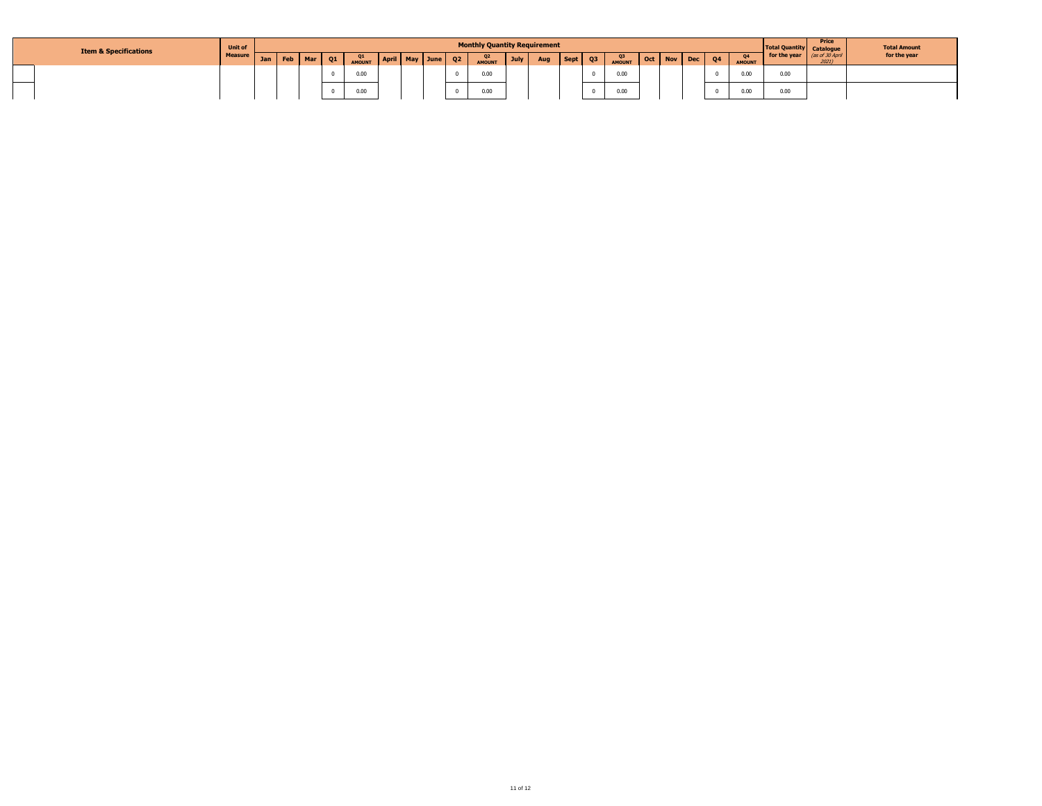| Item & Specifications | | Unit of Measure | Monthly Quantity Requirement | | | | | | | | | | | | | | | | | | | | Total Quantity for the year | Price Catalogue *(as of 30 April 2021)* | Total Amount for the year |
|---|---|---|---|---|---|---|---|---|---|---|---|---|---|---|---|---|---|---|---|---|---|---|---|---|---|
| | | | Jan | Feb | Mar | Q1 | Q1 AMOUNT | April | May | June | Q2 | Q2 AMOUNT | July | Aug | Sept | Q3 | Q3 AMOUNT | Oct | Nov | Dec | Q4 | Q4 AMOUNT | | | |
| | | | | | | 0 | 0.00 | | | | 0 | 0.00 | | | | 0 | 0.00 | | | | 0 | 0.00 | 0.00 | | |
| | | | | | | 0 | 0.00 | | | | 0 | 0.00 | | | | 0 | 0.00 | | | | 0 | 0.00 | 0.00 | | |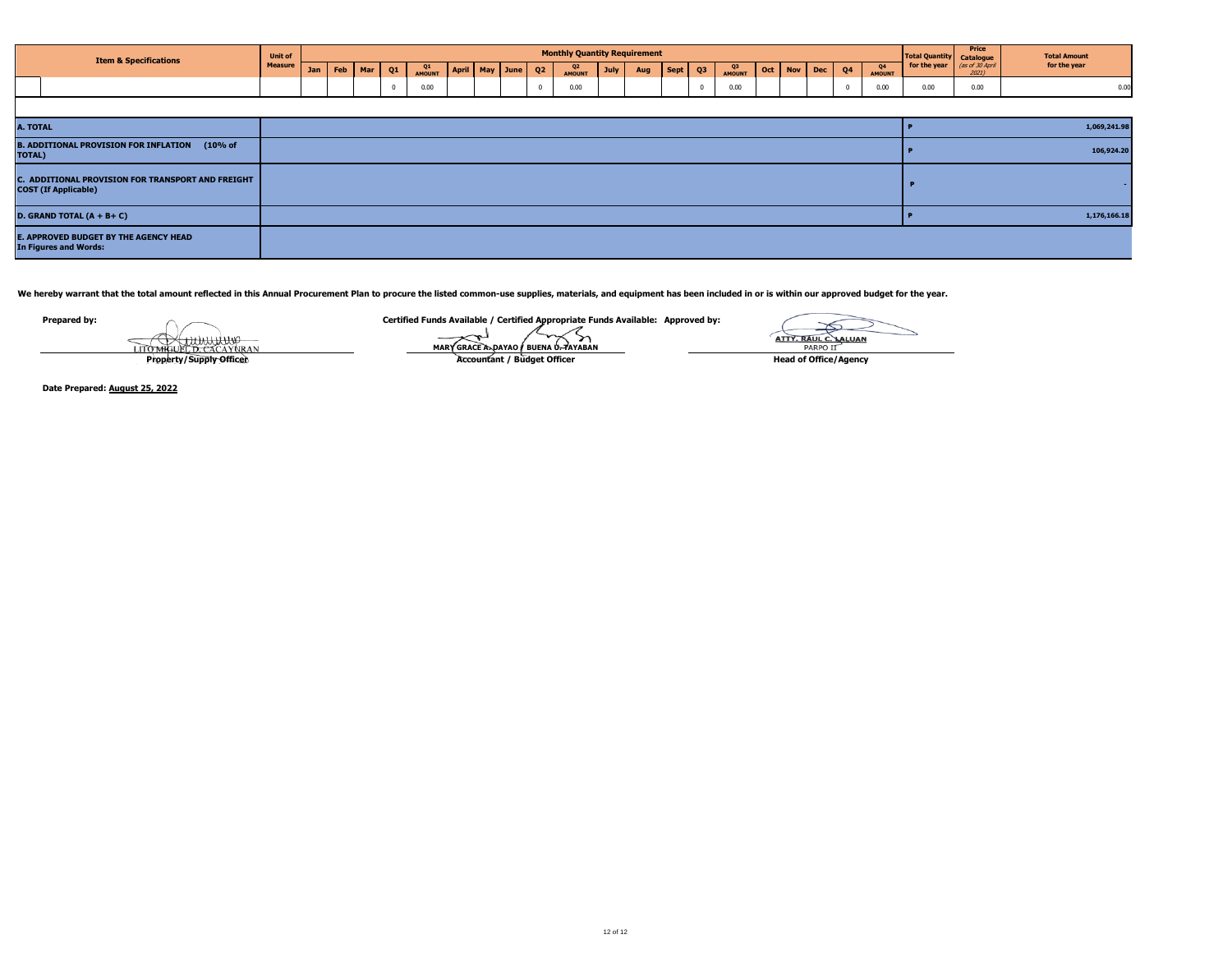| Item & Specifications | | Unit of Measure | Monthly Quantity Requirement | | | | | | | | | | | | | | | | | | | | Total Quantity for the year | Price Catalogue (as of 30 April 2021) | Total Amount for the year |
|---|---|---|---|---|---|---|---|---|---|---|---|---|---|---|---|---|---|---|---|---|---|---|---|---|---|
| | | | Jan | Feb | Mar | Q1 | Q1 AMOUNT | April | May | June | Q2 | Q2 AMOUNT | July | Aug | Sept | Q3 | Q3 AMOUNT | Oct | Nov | Dec | Q4 | Q4 AMOUNT | | | |
| | | | | | | 0 | 0.00 | | | | 0 | 0.00 | | | | 0 | 0.00 | | | | 0 | 0.00 | 0.00 | 0.00 | 0.00 |

| | | |
|---|---|---|
| A. TOTAL | P | 1,069,241.98 |
| B. ADDITIONAL PROVISION FOR INFLATION (10% of TOTAL) | P | 106,924.20 |
| C. ADDITIONAL PROVISION FOR TRANSPORT AND FREIGHT COST (If Applicable) | P | - |
| D. GRAND TOTAL (A + B+ C) | P | 1,176,166.18 |
| E. APPROVED BUDGET BY THE AGENCY HEAD In Figures and Words: | | |

**We hereby warrant that the total amount reflected in this Annual Procurement Plan to procure the listed common-use supplies, materials, and equipment has been included in or is within our approved budget for the year.**

**Prepared by:**

LITO MIGUEL D. CACAYURAN
**Property/Supply Officer**

**Certified Funds Available / Certified Appropriate Funds Available:**

**MARY GRACE A. DAYAO / BUENA U. TAYABAN**
**Accountant / Budget Officer**

**Approved by:**

**ATTY. RAUL C. LALUAN**
PARPO II
**Head of Office/Agency**

**Date Prepared: August 25, 2022**